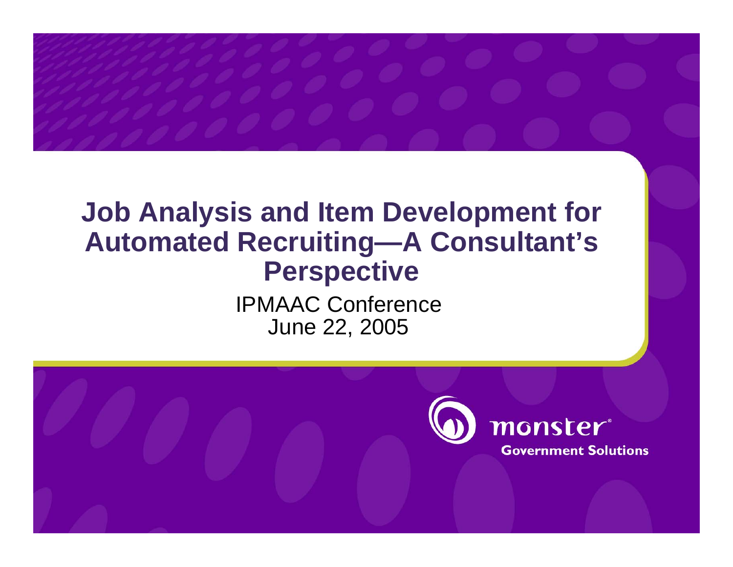# Job Analysis and Item Development for Automated Recruiting—A Consultant's Perspective

IPMAAC Conference
June 22, 2005

monster
Government Solutions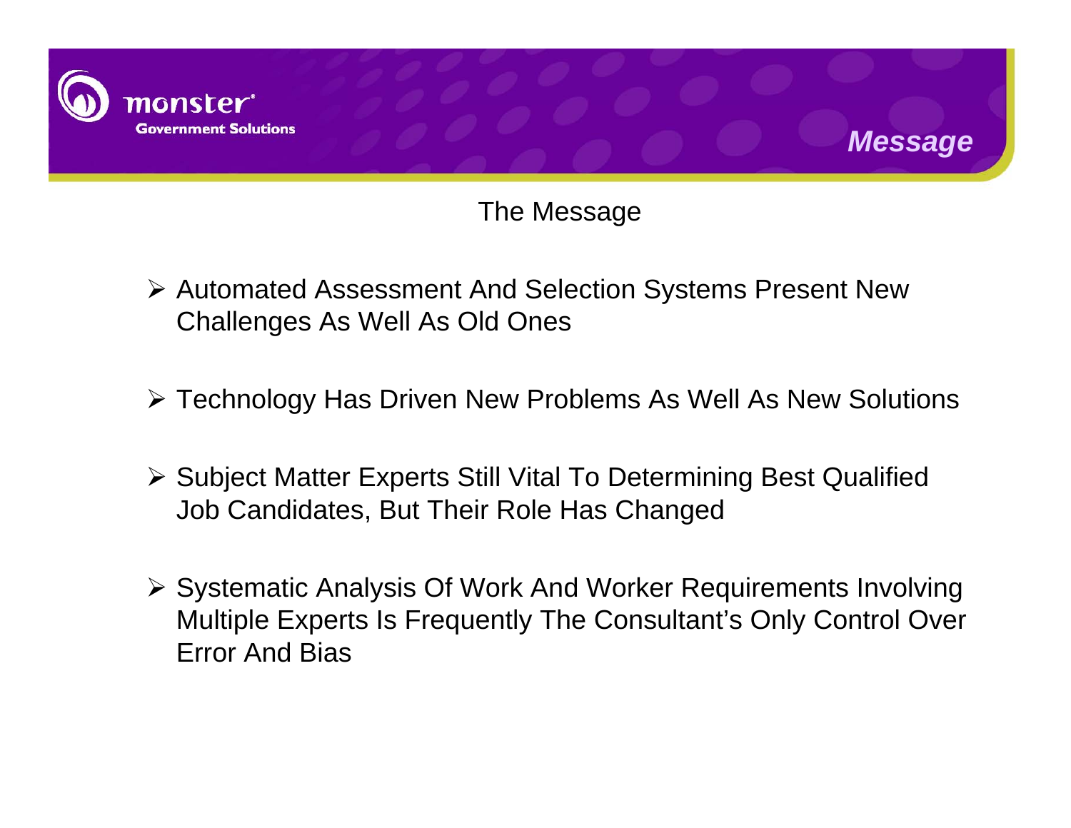# Message

## The Message

- Automated Assessment And Selection Systems Present New Challenges As Well As Old Ones
- Technology Has Driven New Problems As Well As New Solutions
- Subject Matter Experts Still Vital To Determining Best Qualified Job Candidates, But Their Role Has Changed
- Systematic Analysis Of Work And Worker Requirements Involving Multiple Experts Is Frequently The Consultant's Only Control Over Error And Bias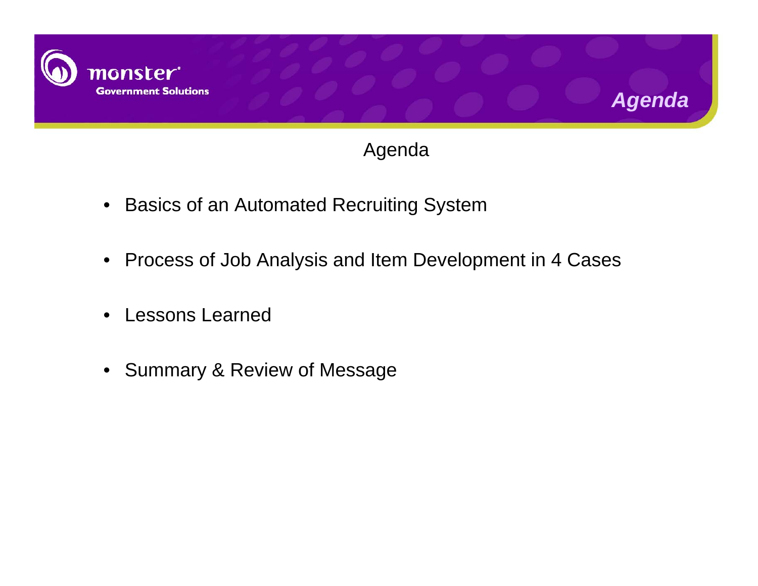# Agenda

- Basics of an Automated Recruiting System
- Process of Job Analysis and Item Development in 4 Cases
- Lessons Learned
- Summary & Review of Message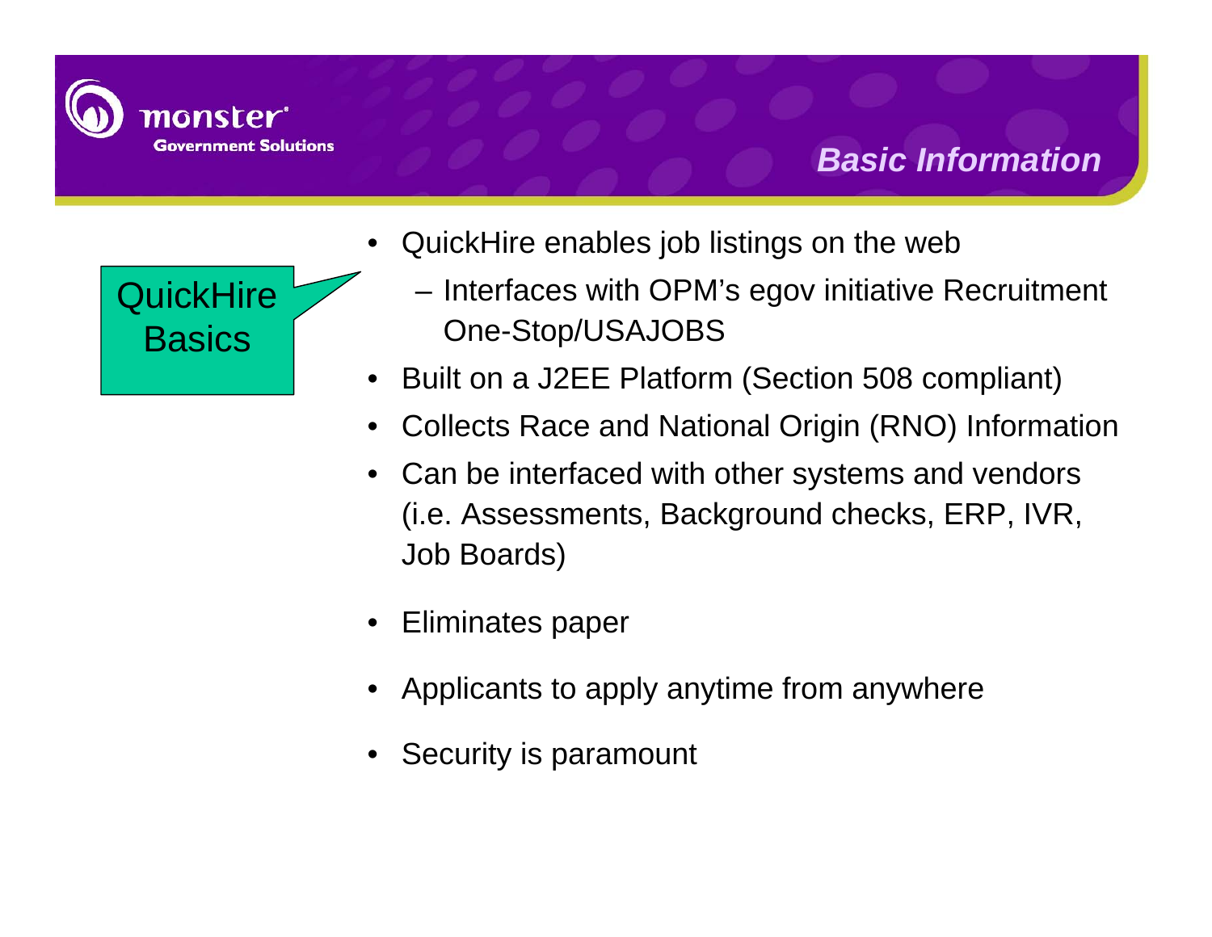## Basic Information

**QuickHire Basics**

- QuickHire enables job listings on the web
  - Interfaces with OPM's egov initiative Recruitment One-Stop/USAJOBS
- Built on a J2EE Platform (Section 508 compliant)
- Collects Race and National Origin (RNO) Information
- Can be interfaced with other systems and vendors (i.e. Assessments, Background checks, ERP, IVR, Job Boards)
- Eliminates paper
- Applicants to apply anytime from anywhere
- Security is paramount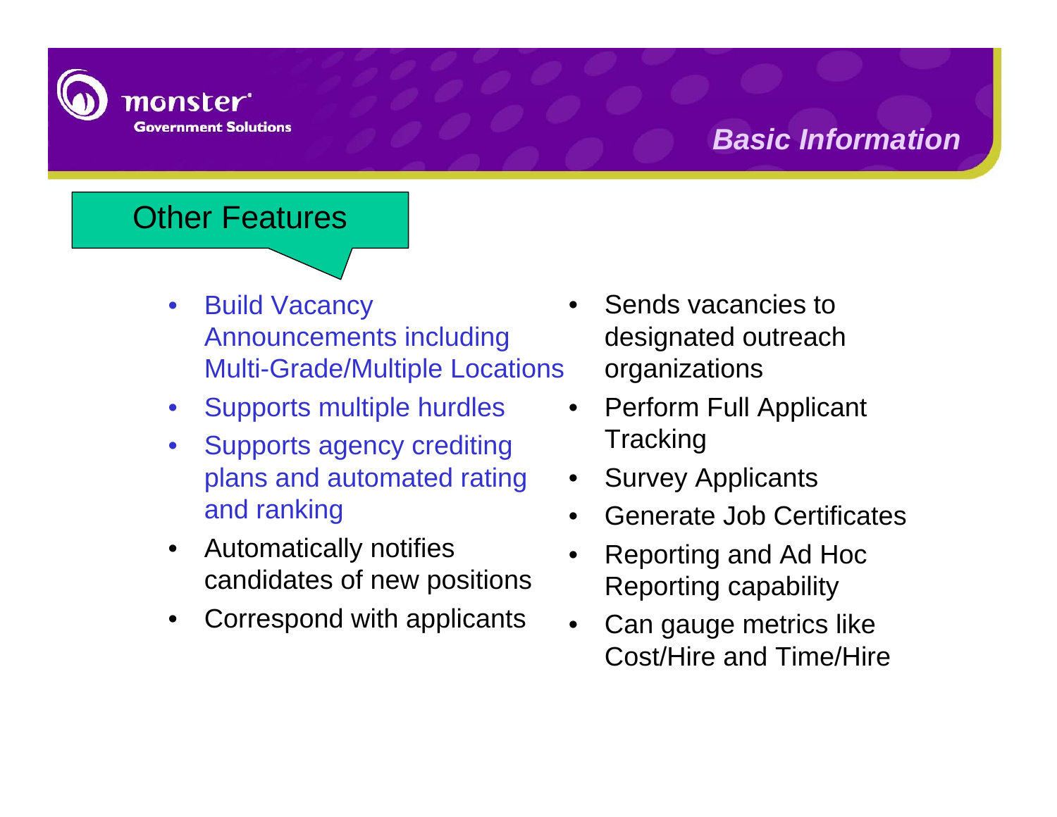## Basic Information

### Other Features

- Build Vacancy Announcements including Multi-Grade/Multiple Locations
- Supports multiple hurdles
- Supports agency crediting plans and automated rating and ranking
- Automatically notifies candidates of new positions
- Correspond with applicants
- Sends vacancies to designated outreach organizations
- Perform Full Applicant Tracking
- Survey Applicants
- Generate Job Certificates
- Reporting and Ad Hoc Reporting capability
- Can gauge metrics like Cost/Hire and Time/Hire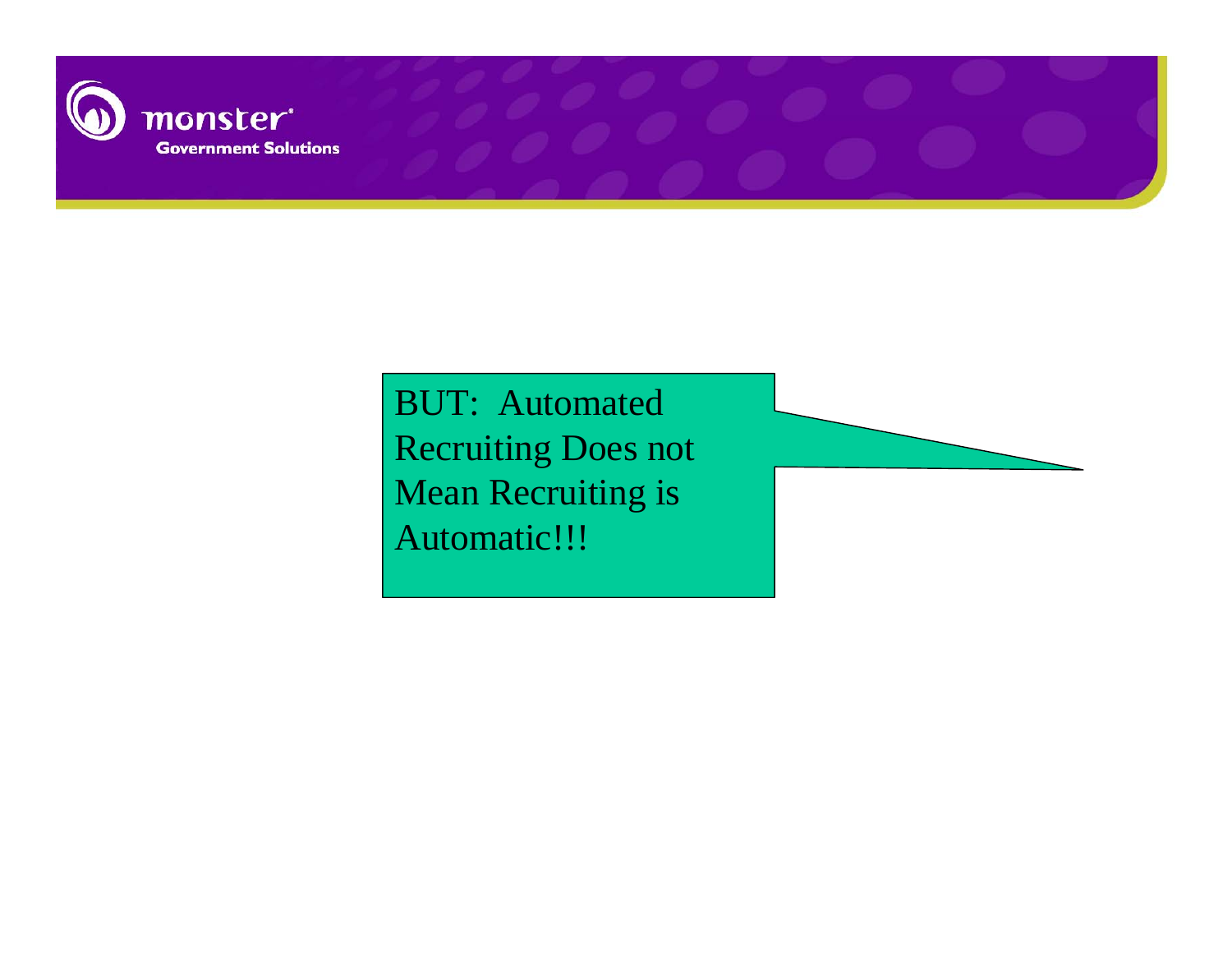BUT: Automated Recruiting Does not Mean Recruiting is Automatic!!!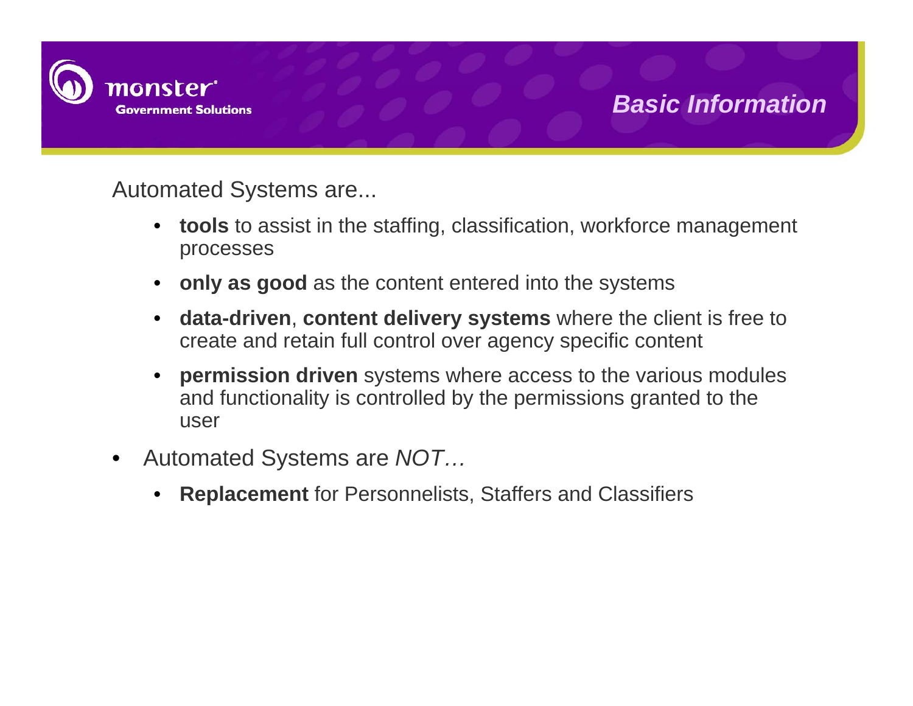## Basic Information

Automated Systems are...

- **tools** to assist in the staffing, classification, workforce management processes
- **only as good** as the content entered into the systems
- **data-driven**, **content delivery systems** where the client is free to create and retain full control over agency specific content
- **permission driven** systems where access to the various modules and functionality is controlled by the permissions granted to the user

- Automated Systems are *NOT…*
  - **Replacement** for Personnelists, Staffers and Classifiers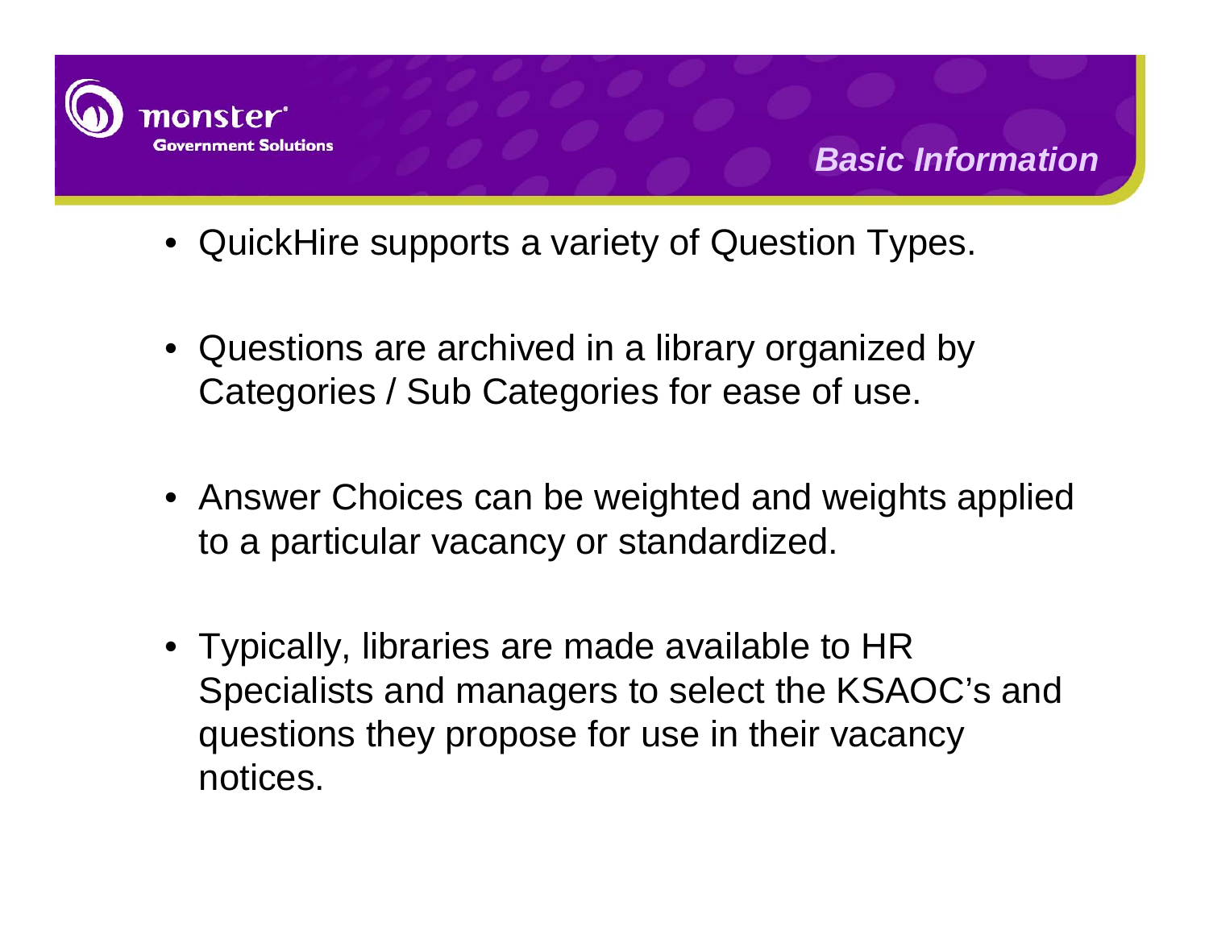## Basic Information

- QuickHire supports a variety of Question Types.
- Questions are archived in a library organized by Categories / Sub Categories for ease of use.
- Answer Choices can be weighted and weights applied to a particular vacancy or standardized.
- Typically, libraries are made available to HR Specialists and managers to select the KSAOC's and questions they propose for use in their vacancy notices.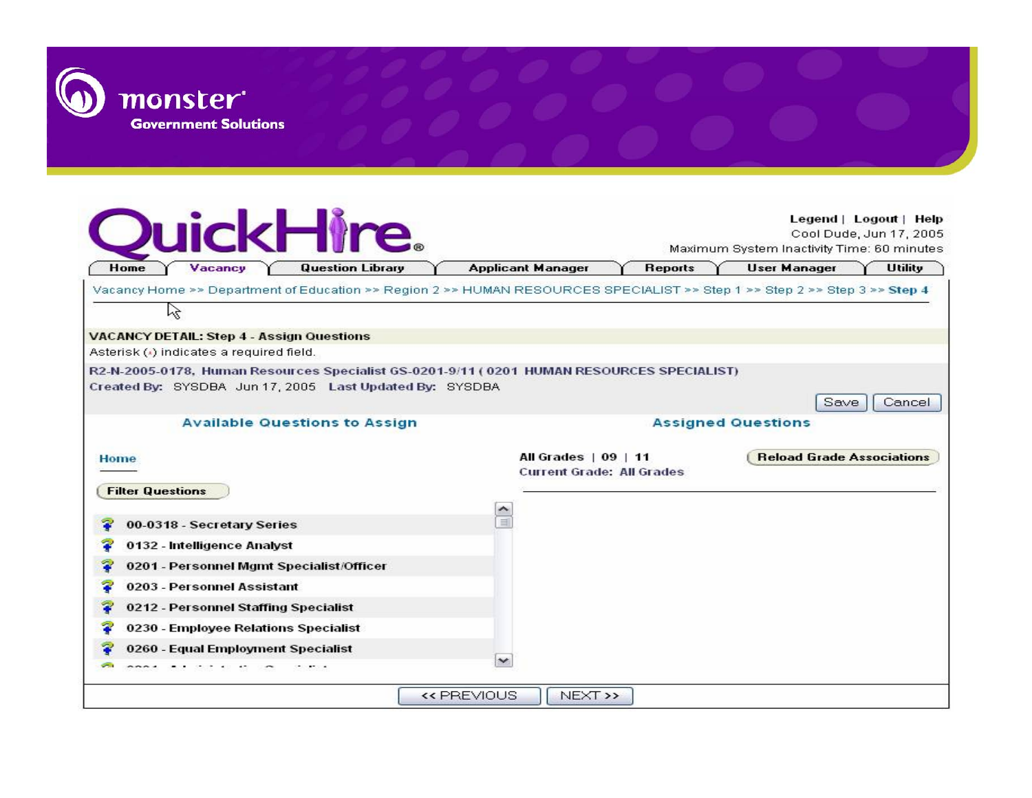monster Government Solutions

QuickHire

Legend | Logout | Help
Cool Dude, Jun 17, 2005
Maximum System Inactivity Time: 60 minutes

Home | Vacancy | Question Library | Applicant Manager | Reports | User Manager | Utility

Vacancy Home >> Department of Education >> Region 2 >> HUMAN RESOURCES SPECIALIST >> Step 1 >> Step 2 >> Step 3 >> **Step 4**

**VACANCY DETAIL: Step 4 - Assign Questions**

Asterisk (*) indicates a required field.

R2-N-2005-0178, Human Resources Specialist GS-0201-9/11 ( 0201 HUMAN RESOURCES SPECIALIST)

Created By: SYSDBA Jun 17, 2005 Last Updated By: SYSDBA

Save | Cancel

**Available Questions to Assign**

Home

Filter Questions

- 00-0318 - Secretary Series
- 0132 - Intelligence Analyst
- 0201 - Personnel Mgmt Specialist/Officer
- 0203 - Personnel Assistant
- 0212 - Personnel Staffing Specialist
- 0230 - Employee Relations Specialist
- 0260 - Equal Employment Specialist

**Assigned Questions**

All Grades | 09 | 11

Current Grade: All Grades

Reload Grade Associations

<< PREVIOUS | NEXT >>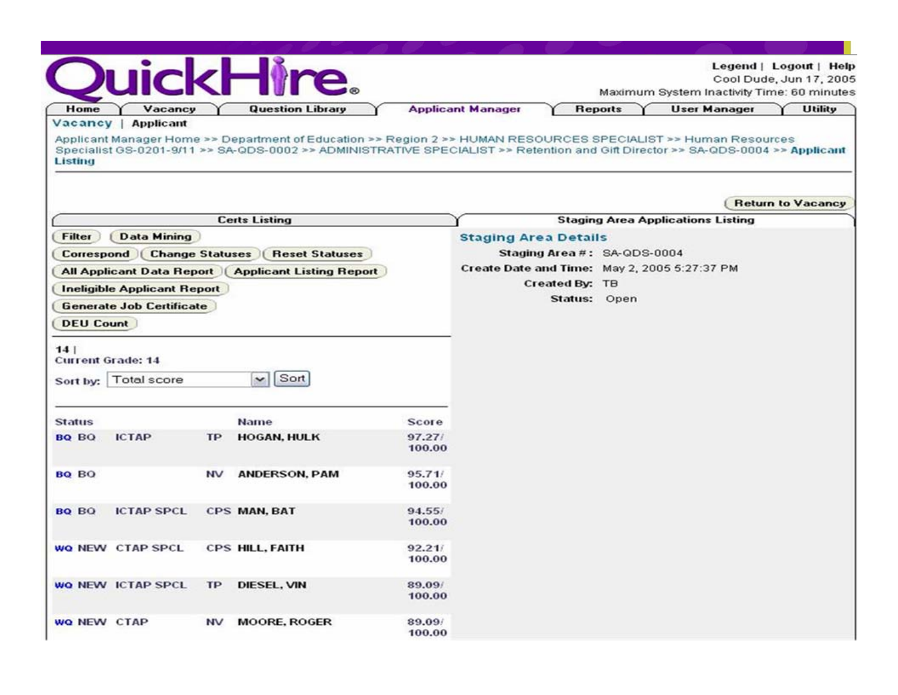# QuickHire

Legend | Logout | Help
Cool Dude, Jun 17, 2005
Maximum System Inactivity Time: 60 minutes

Home | Vacancy | Question Library | Applicant Manager | Reports | User Manager | Utility

Vacancy | Applicant

Applicant Manager Home >> Department of Education >> Region 2 >> HUMAN RESOURCES SPECIALIST >> Human Resources Specialist GS-0201-9/11 >> SA-QDS-0002 >> ADMINISTRATIVE SPECIALIST >> Retention and Gift Director >> SA-QDS-0004 >> **Applicant Listing**

Return to Vacancy

**Certs Listing** | **Staging Area Applications Listing**

Filter | Data Mining
Correspond | Change Statuses | Reset Statuses
All Applicant Data Report | Applicant Listing Report
Ineligible Applicant Report
Generate Job Certificate
DEU Count

14 |
Current Grade: 14

Sort by: Total score [Sort]

| Status | | | | Name | Score |
|---|---|---|---|---|---|
| BQ | BQ | ICTAP | TP | HOGAN, HULK | 97.27/ 100.00 |
| BQ | BQ | | NV | ANDERSON, PAM | 95.71/ 100.00 |
| BQ | BQ | ICTAP SPCL | CPS | MAN, BAT | 94.55/ 100.00 |
| WQ | NEW | CTAP SPCL | CPS | HILL, FAITH | 92.21/ 100.00 |
| WQ | NEW | ICTAP SPCL | TP | DIESEL, VIN | 89.09/ 100.00 |
| WQ | NEW | CTAP | NV | MOORE, ROGER | 89.09/ 100.00 |

**Staging Area Details**

Staging Area #: SA-QDS-0004
Create Date and Time: May 2, 2005 5:27:37 PM
Created By: TB
Status: Open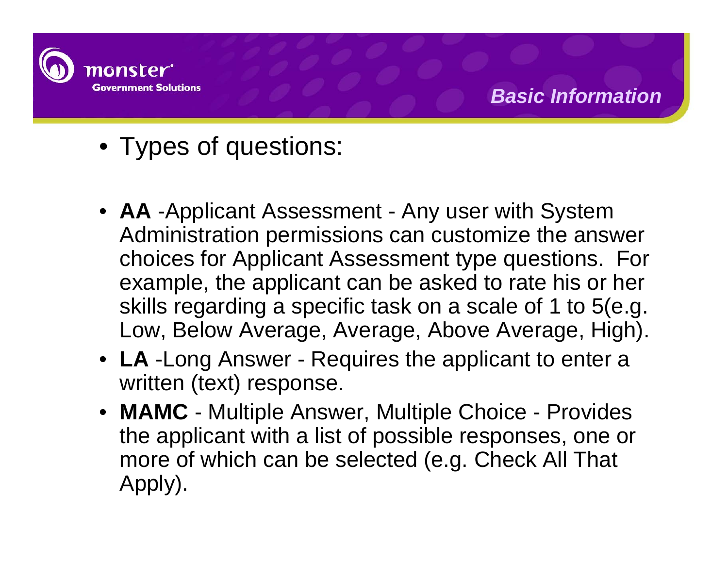## Basic Information

- Types of questions:

- **AA** -Applicant Assessment - Any user with System Administration permissions can customize the answer choices for Applicant Assessment type questions. For example, the applicant can be asked to rate his or her skills regarding a specific task on a scale of 1 to 5(e.g. Low, Below Average, Average, Above Average, High).
- **LA** -Long Answer - Requires the applicant to enter a written (text) response.
- **MAMC** - Multiple Answer, Multiple Choice - Provides the applicant with a list of possible responses, one or more of which can be selected (e.g. Check All That Apply).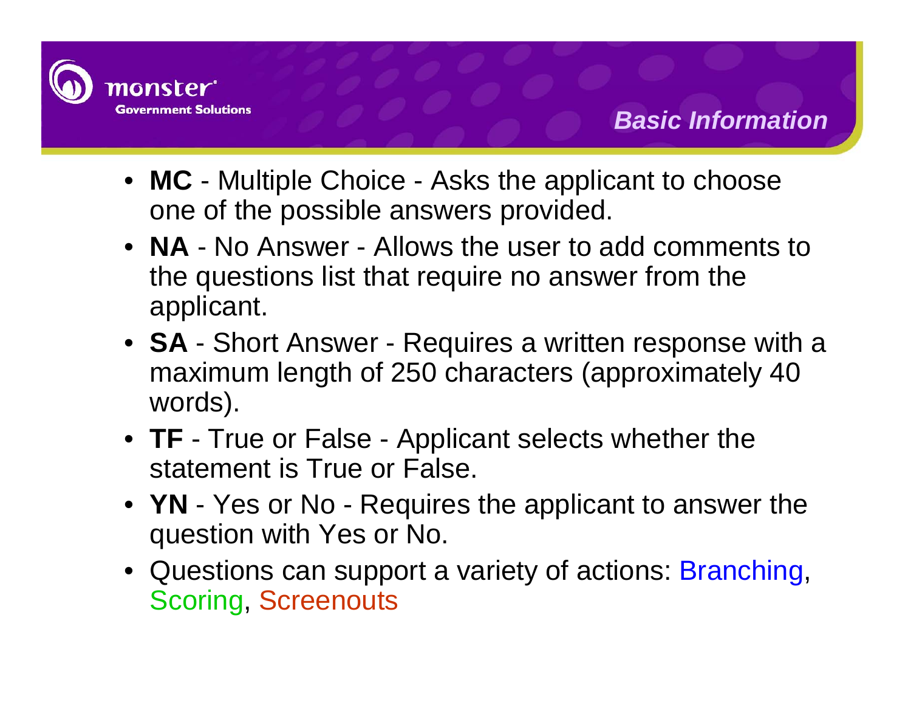## Basic Information

- **MC** - Multiple Choice - Asks the applicant to choose one of the possible answers provided.
- **NA** - No Answer - Allows the user to add comments to the questions list that require no answer from the applicant.
- **SA** - Short Answer - Requires a written response with a maximum length of 250 characters (approximately 40 words).
- **TF** - True or False - Applicant selects whether the statement is True or False.
- **YN** - Yes or No - Requires the applicant to answer the question with Yes or No.
- Questions can support a variety of actions: Branching, Scoring, Screenouts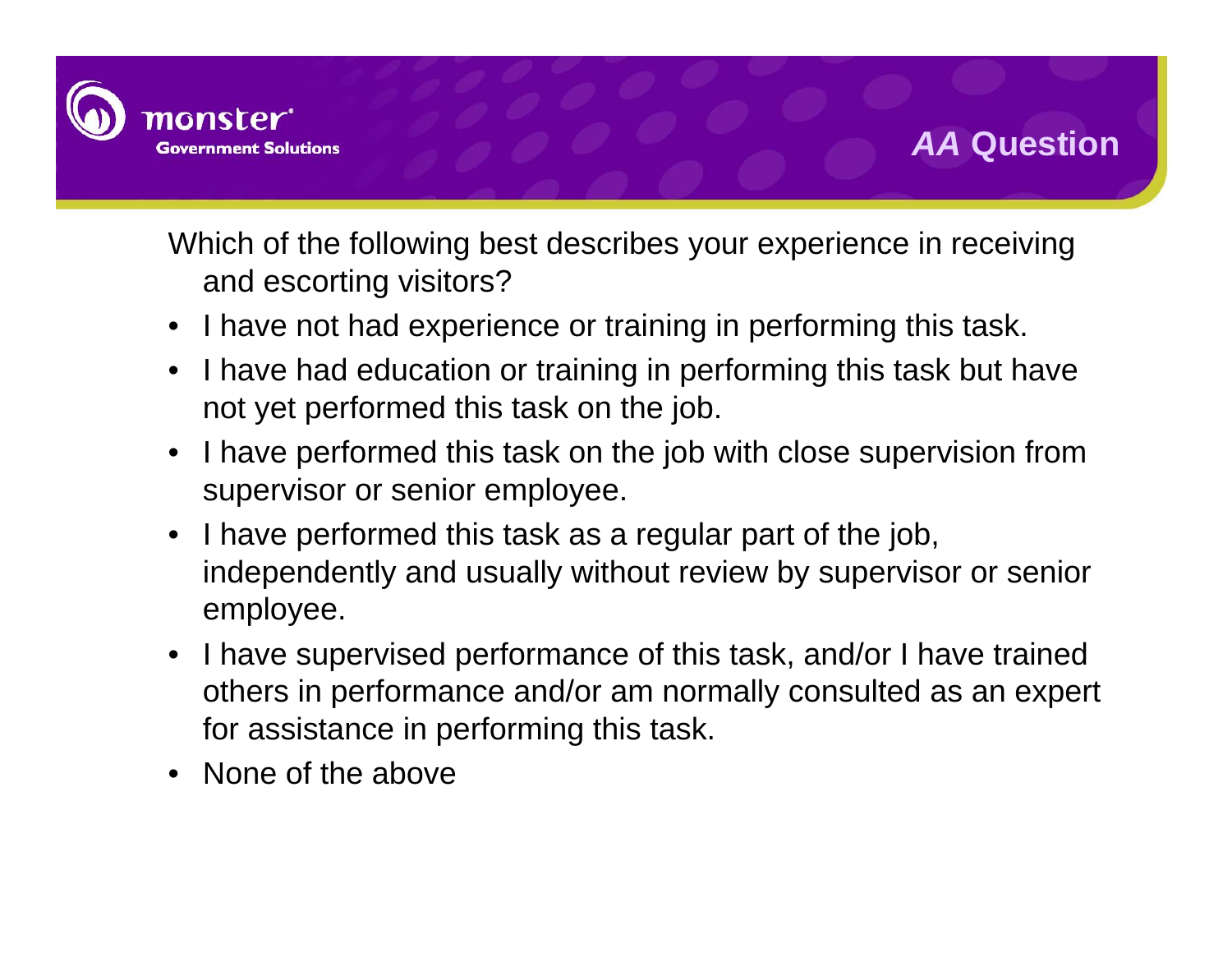## *AA* Question

Which of the following best describes your experience in receiving and escorting visitors?

- I have not had experience or training in performing this task.
- I have had education or training in performing this task but have not yet performed this task on the job.
- I have performed this task on the job with close supervision from supervisor or senior employee.
- I have performed this task as a regular part of the job, independently and usually without review by supervisor or senior employee.
- I have supervised performance of this task, and/or I have trained others in performance and/or am normally consulted as an expert for assistance in performing this task.
- None of the above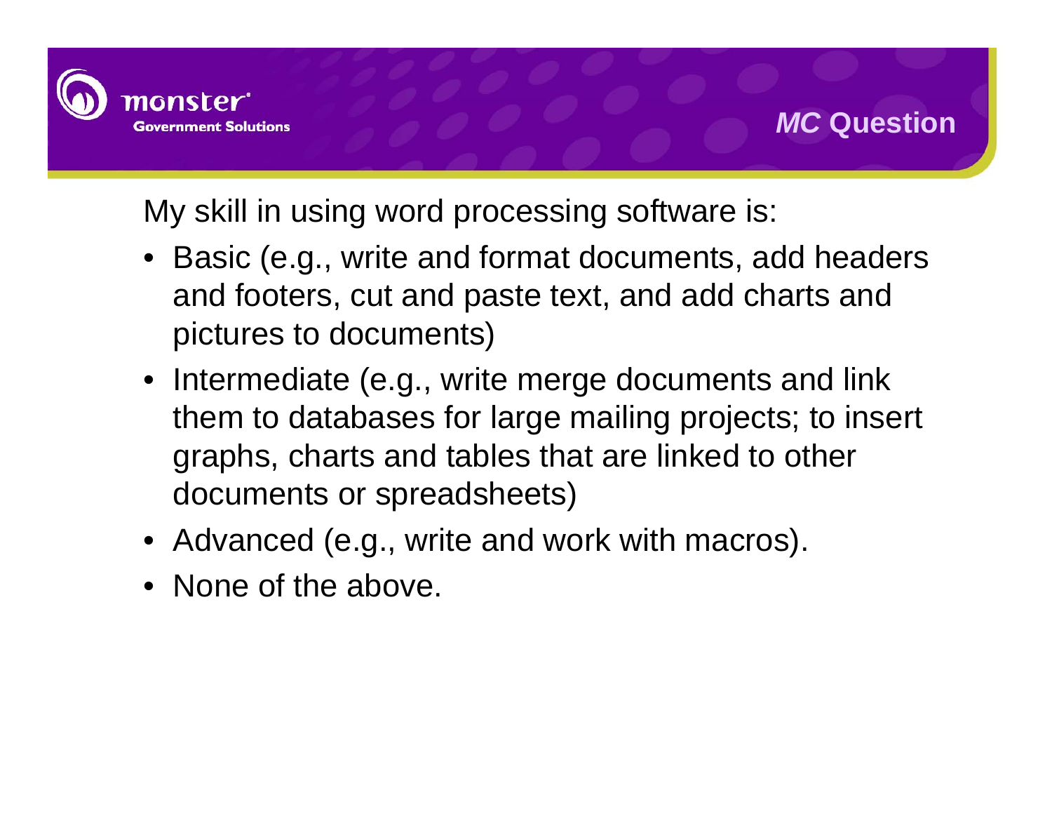## *MC* Question

My skill in using word processing software is:

- Basic (e.g., write and format documents, add headers and footers, cut and paste text, and add charts and pictures to documents)
- Intermediate (e.g., write merge documents and link them to databases for large mailing projects; to insert graphs, charts and tables that are linked to other documents or spreadsheets)
- Advanced (e.g., write and work with macros).
- None of the above.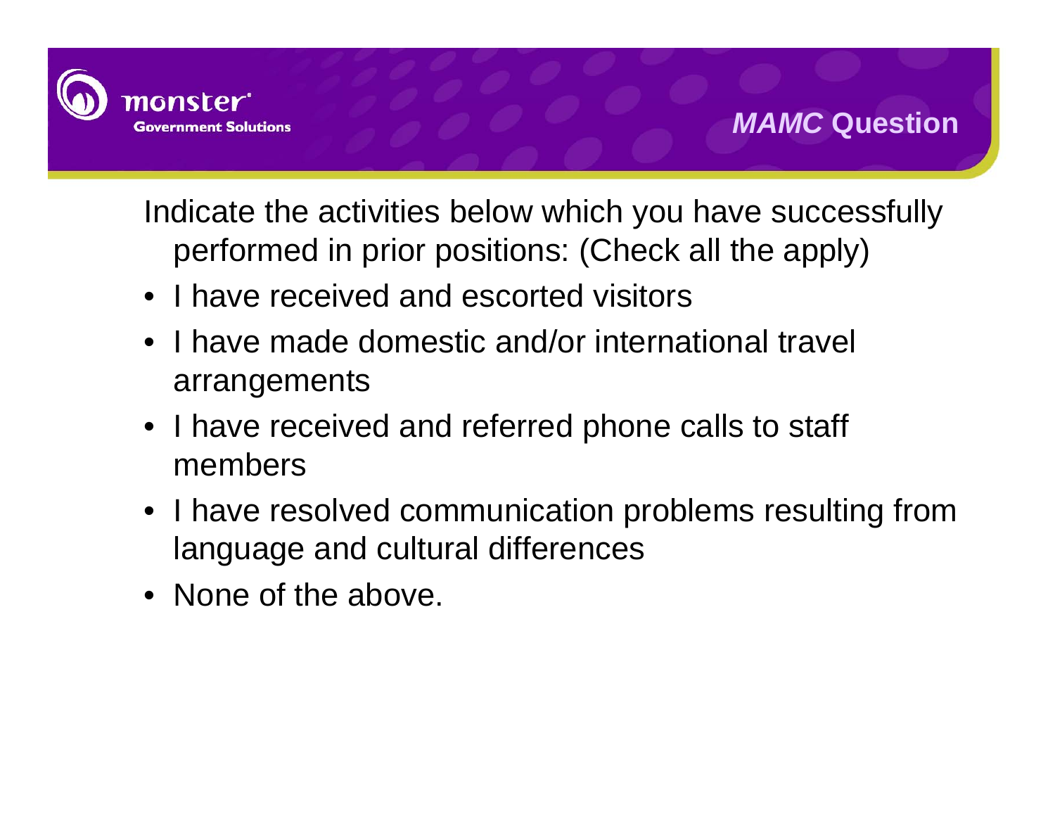## *MAMC* Question

Indicate the activities below which you have successfully performed in prior positions: (Check all the apply)

- I have received and escorted visitors
- I have made domestic and/or international travel arrangements
- I have received and referred phone calls to staff members
- I have resolved communication problems resulting from language and cultural differences
- None of the above.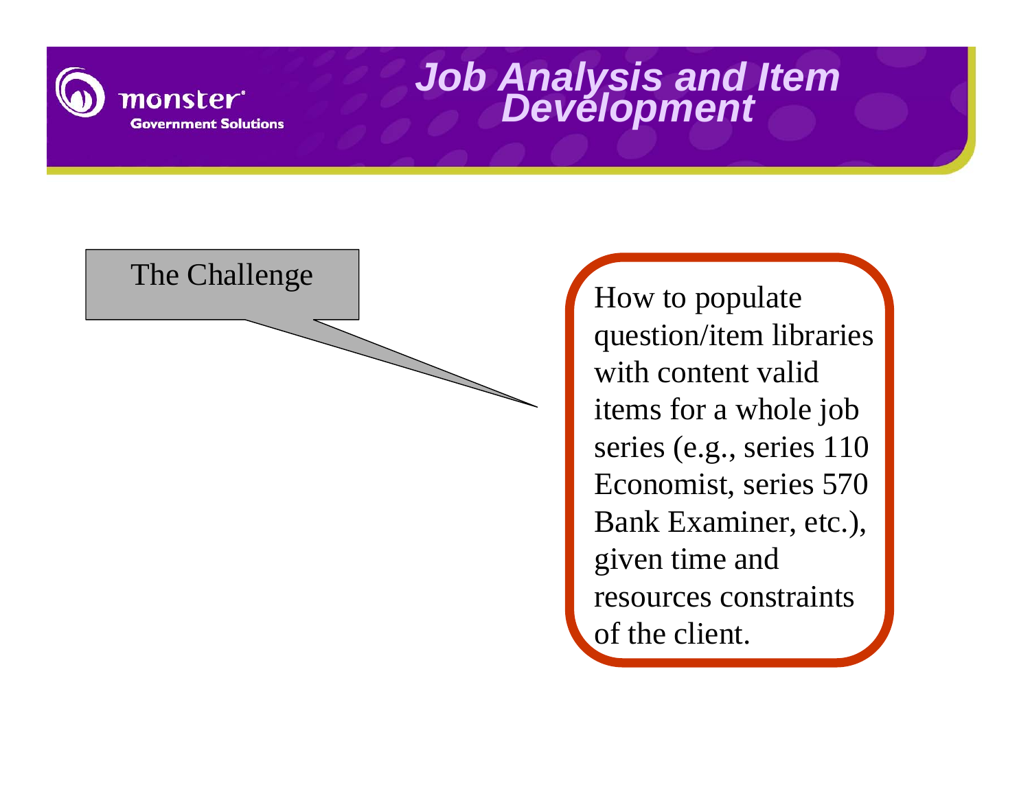# Job Analysis and Item Development

The Challenge

How to populate question/item libraries with content valid items for a whole job series (e.g., series 110 Economist, series 570 Bank Examiner, etc.), given time and resources constraints of the client.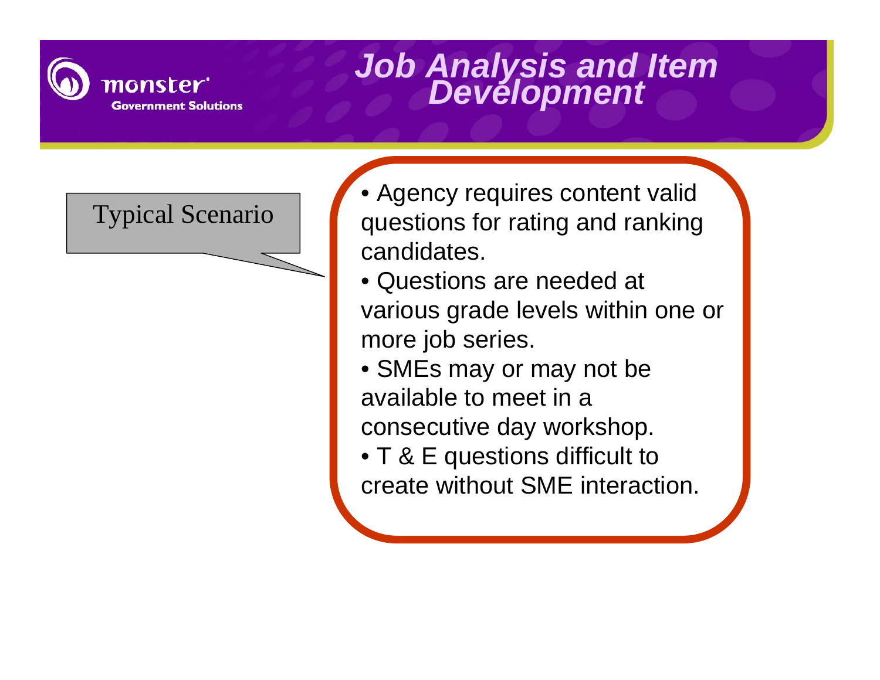# Job Analysis and Item Development

**Typical Scenario**

- Agency requires content valid questions for rating and ranking candidates.
- Questions are needed at various grade levels within one or more job series.
- SMEs may or may not be available to meet in a consecutive day workshop.
- T & E questions difficult to create without SME interaction.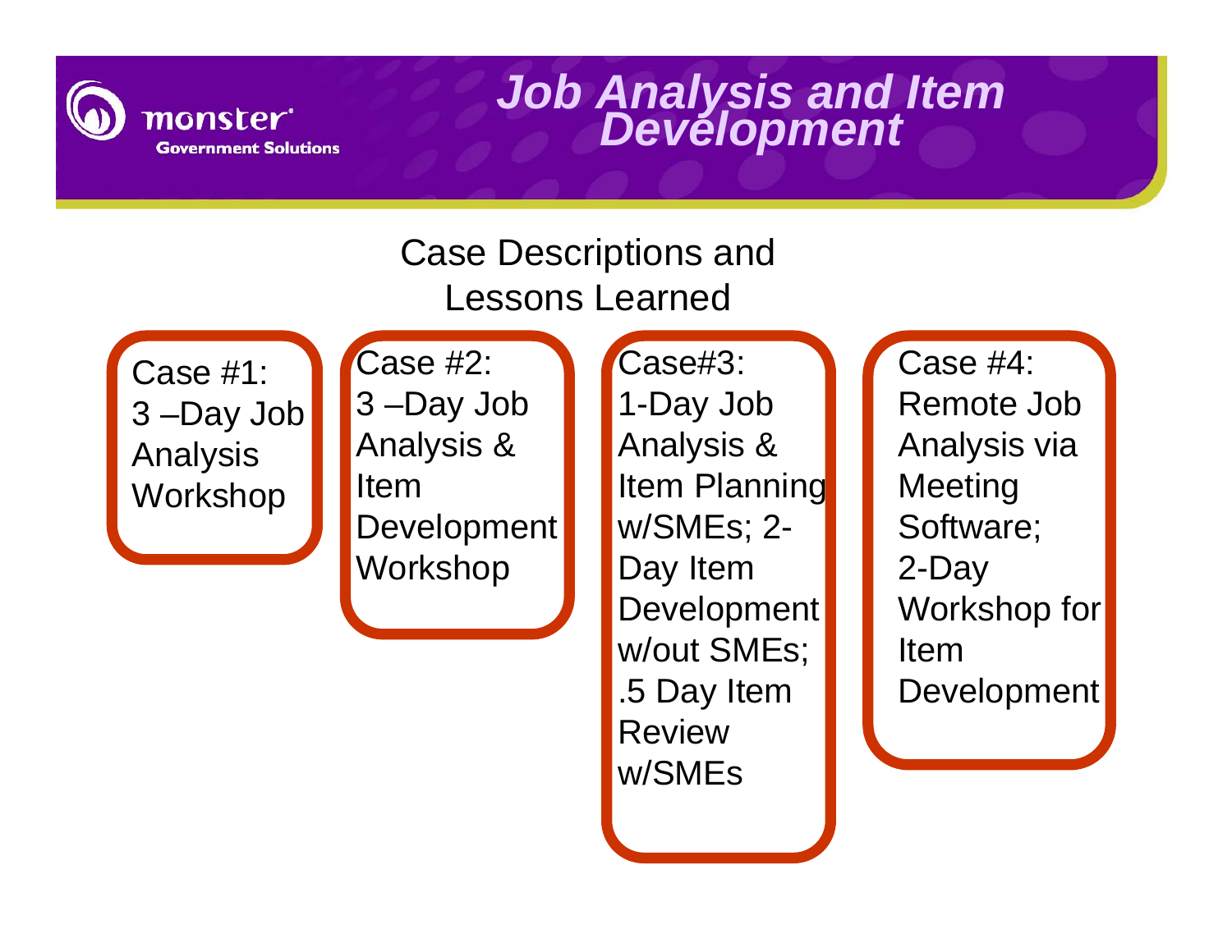# Job Analysis and Item Development

## Case Descriptions and Lessons Learned

- **Case #1:** 3 –Day Job Analysis Workshop
- **Case #2:** 3 –Day Job Analysis & Item Development Workshop
- **Case#3:** 1-Day Job Analysis & Item Planning w/SMEs; 2-Day Item Development w/out SMEs; .5 Day Item Review w/SMEs
- **Case #4:** Remote Job Analysis via Meeting Software; 2-Day Workshop for Item Development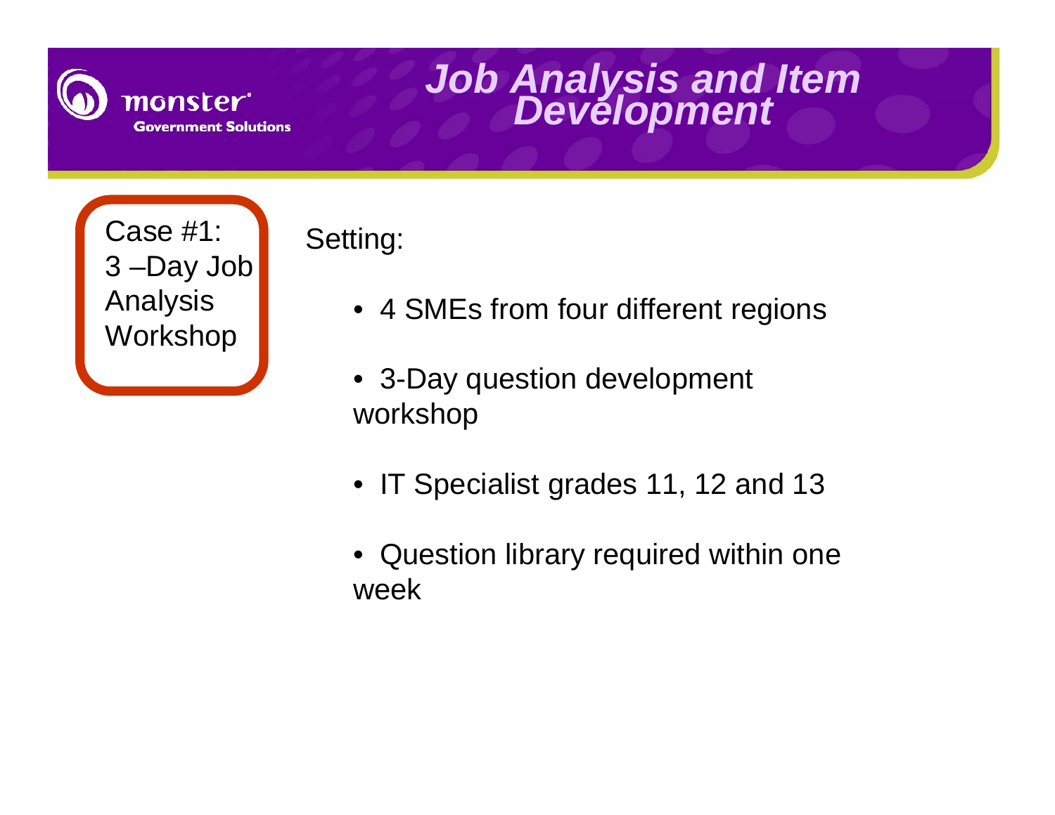# Job Analysis and Item Development

**Case #1: 3 –Day Job Analysis Workshop**

Setting:

- 4 SMEs from four different regions
- 3-Day question development workshop
- IT Specialist grades 11, 12 and 13
- Question library required within one week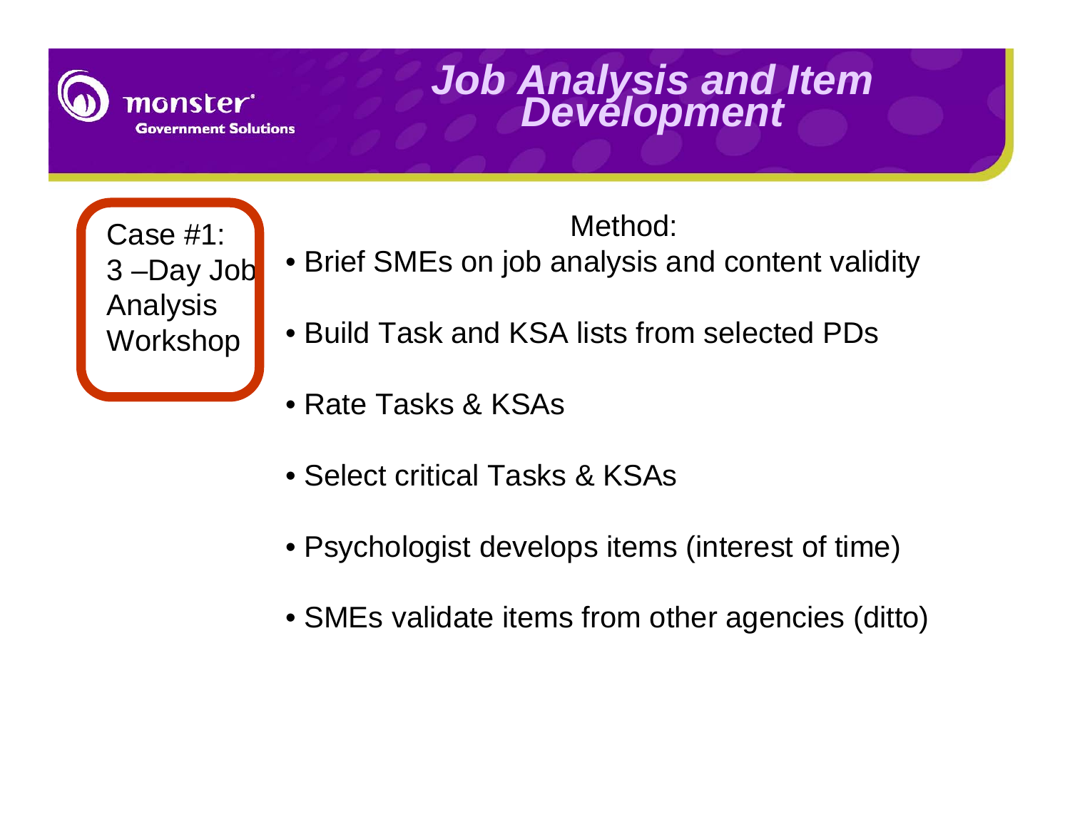# Job Analysis and Item Development

**Case #1: 3 –Day Job Analysis Workshop**

Method:

- Brief SMEs on job analysis and content validity
- Build Task and KSA lists from selected PDs
- Rate Tasks & KSAs
- Select critical Tasks & KSAs
- Psychologist develops items (interest of time)
- SMEs validate items from other agencies (ditto)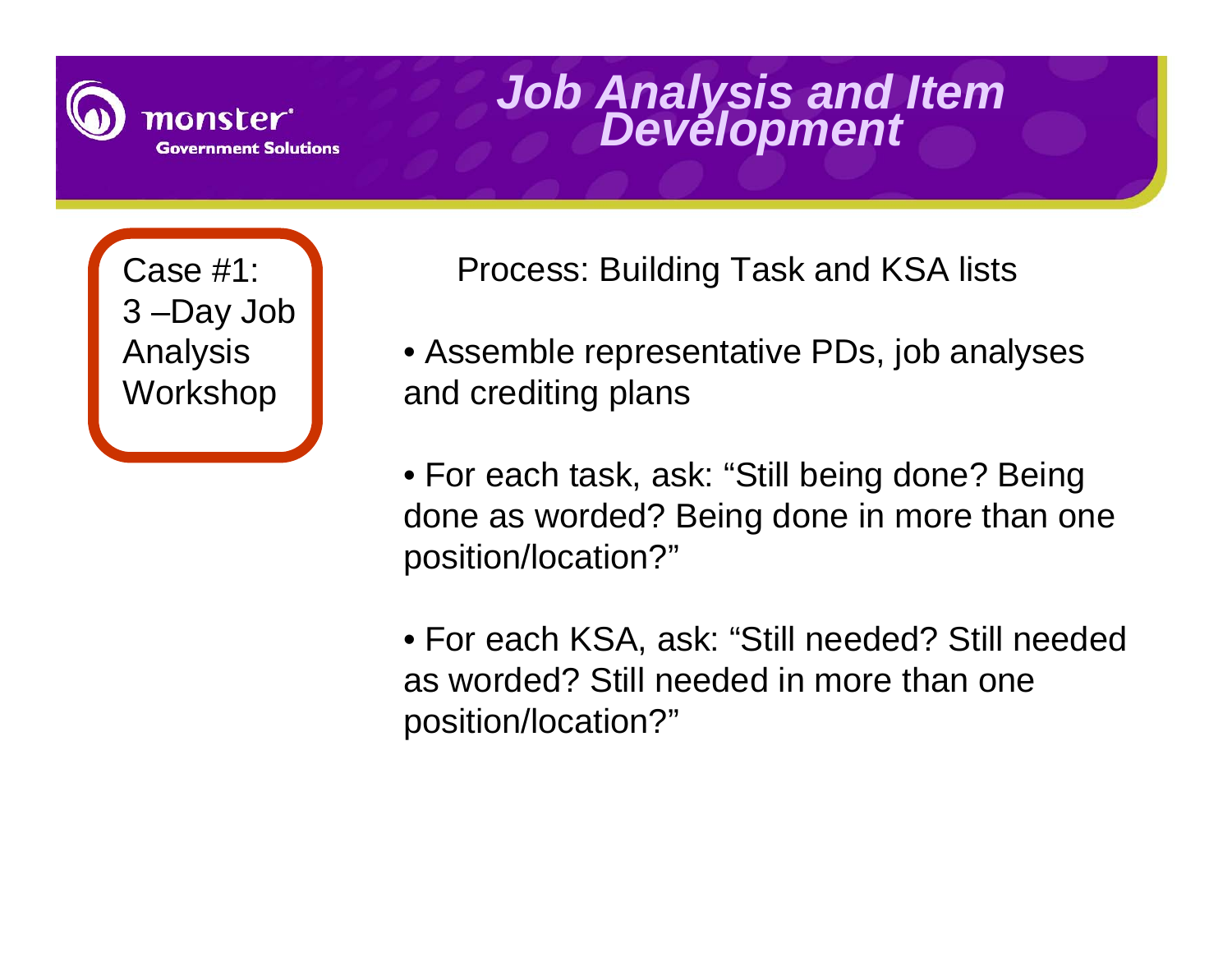# Job Analysis and Item Development

**Case #1: 3 –Day Job Analysis Workshop**

Process: Building Task and KSA lists

- Assemble representative PDs, job analyses and crediting plans
- For each task, ask: "Still being done? Being done as worded? Being done in more than one position/location?"
- For each KSA, ask: "Still needed? Still needed as worded? Still needed in more than one position/location?"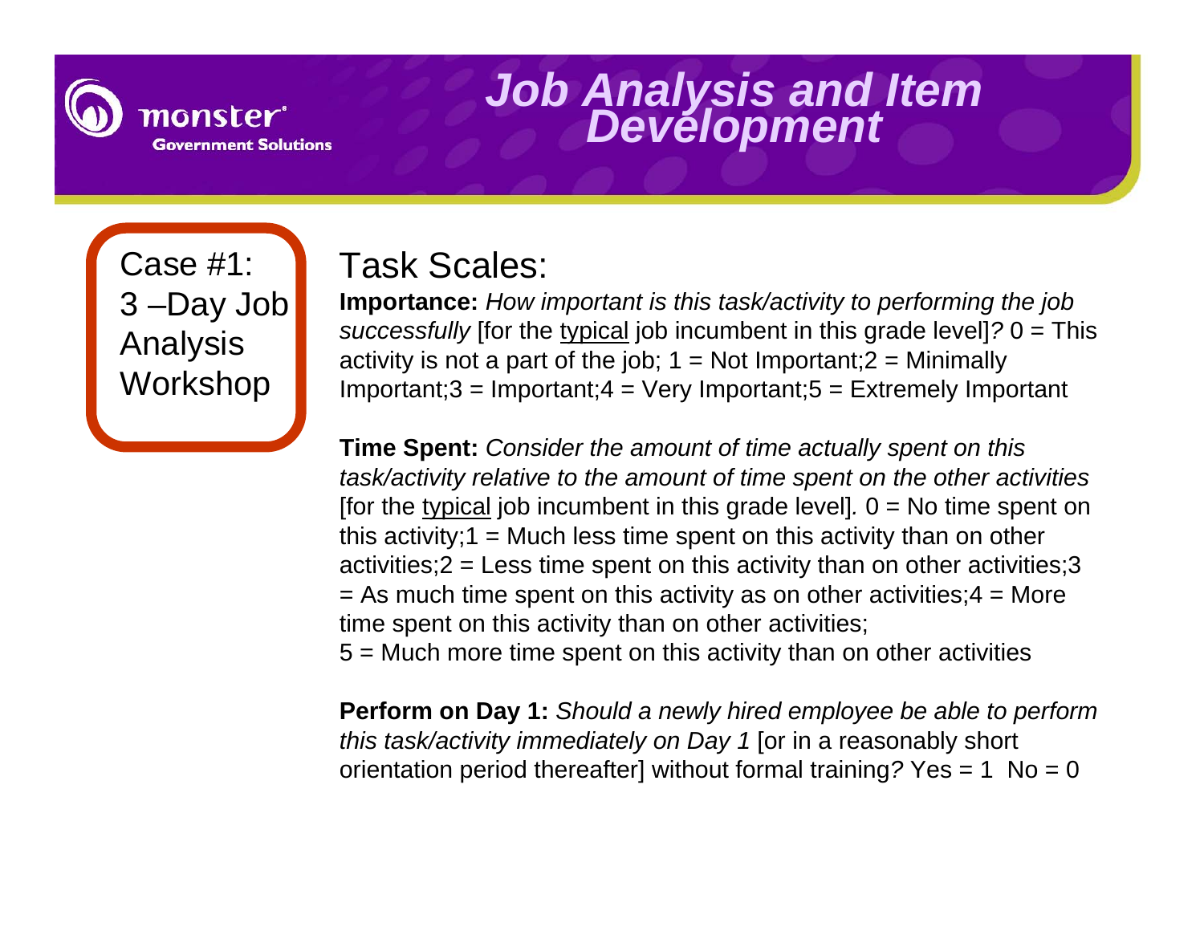# Job Analysis and Item Development

Case #1: 3 –Day Job Analysis Workshop

## Task Scales:

**Importance:** *How important is this task/activity to performing the job successfully* [for the typical job incumbent in this grade level]*?* 0 = This activity is not a part of the job; 1 = Not Important;2 = Minimally Important;3 = Important;4 = Very Important;5 = Extremely Important

**Time Spent:** *Consider the amount of time actually spent on this task/activity relative to the amount of time spent on the other activities* [for the typical job incumbent in this grade level]*.* 0 = No time spent on this activity;1 = Much less time spent on this activity than on other activities;2 = Less time spent on this activity than on other activities;3 = As much time spent on this activity as on other activities;4 = More time spent on this activity than on other activities;
5 = Much more time spent on this activity than on other activities

**Perform on Day 1:** *Should a newly hired employee be able to perform this task/activity immediately on Day 1* [or in a reasonably short orientation period thereafter] without formal training*?* Yes = 1 No = 0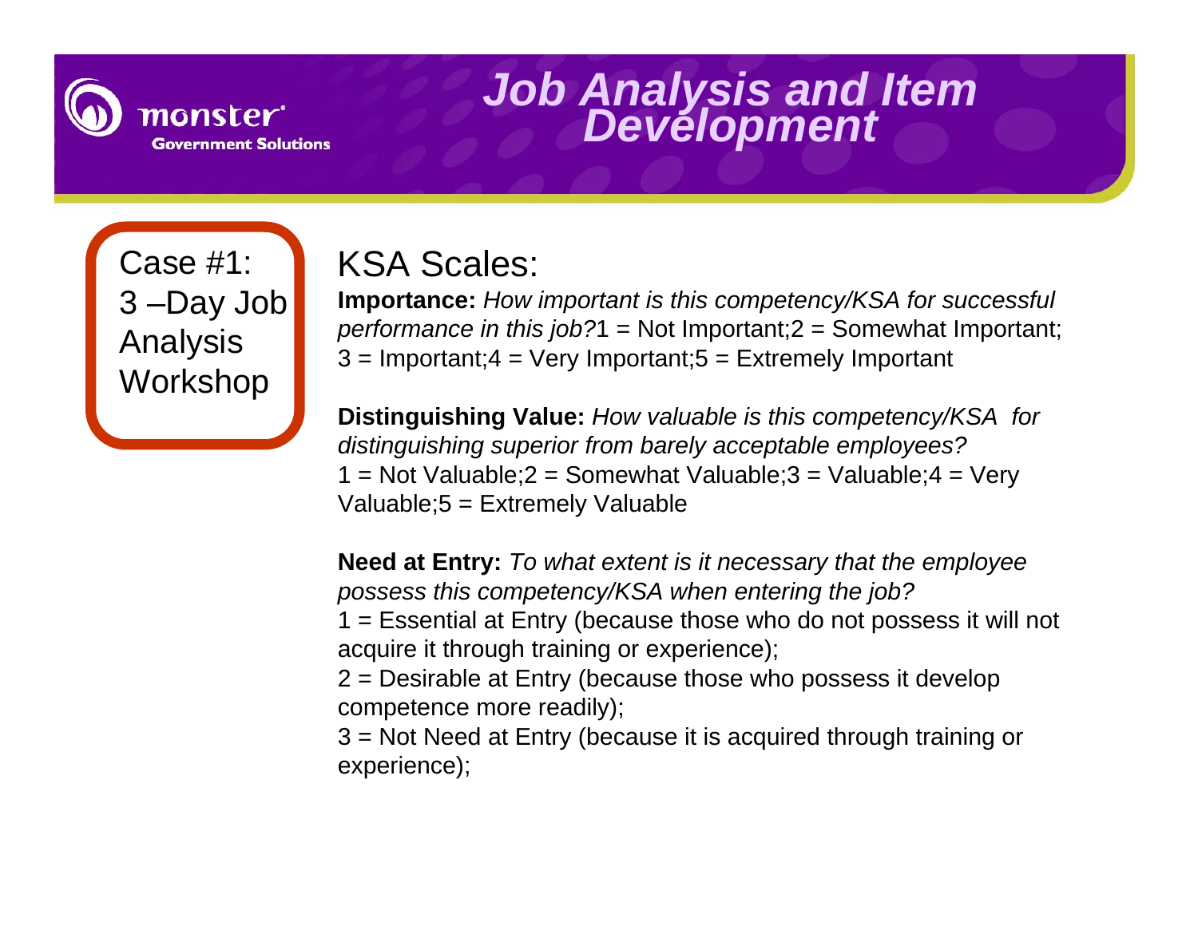# Job Analysis and Item Development

Case #1:
3 –Day Job Analysis Workshop

## KSA Scales:

**Importance:** *How important is this competency/KSA for successful performance in this job?* 1 = Not Important; 2 = Somewhat Important; 3 = Important; 4 = Very Important; 5 = Extremely Important

**Distinguishing Value:** *How valuable is this competency/KSA for distinguishing superior from barely acceptable employees?*
1 = Not Valuable; 2 = Somewhat Valuable; 3 = Valuable; 4 = Very Valuable; 5 = Extremely Valuable

**Need at Entry:** *To what extent is it necessary that the employee possess this competency/KSA when entering the job?*
1 = Essential at Entry (because those who do not possess it will not acquire it through training or experience);
2 = Desirable at Entry (because those who possess it develop competence more readily);
3 = Not Need at Entry (because it is acquired through training or experience);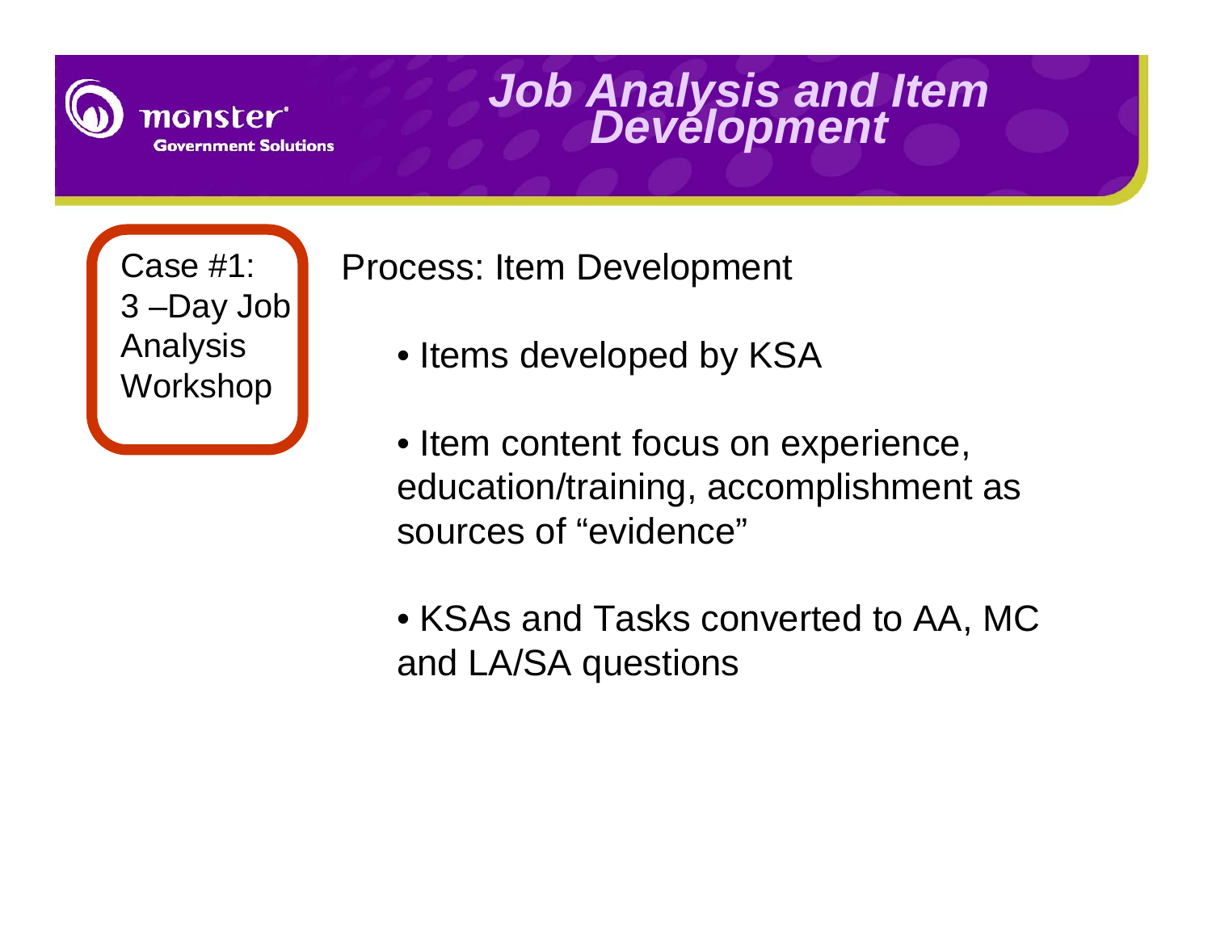# Job Analysis and Item Development

Case #1: 3 –Day Job Analysis Workshop

## Process: Item Development

- Items developed by KSA
- Item content focus on experience, education/training, accomplishment as sources of "evidence"
- KSAs and Tasks converted to AA, MC and LA/SA questions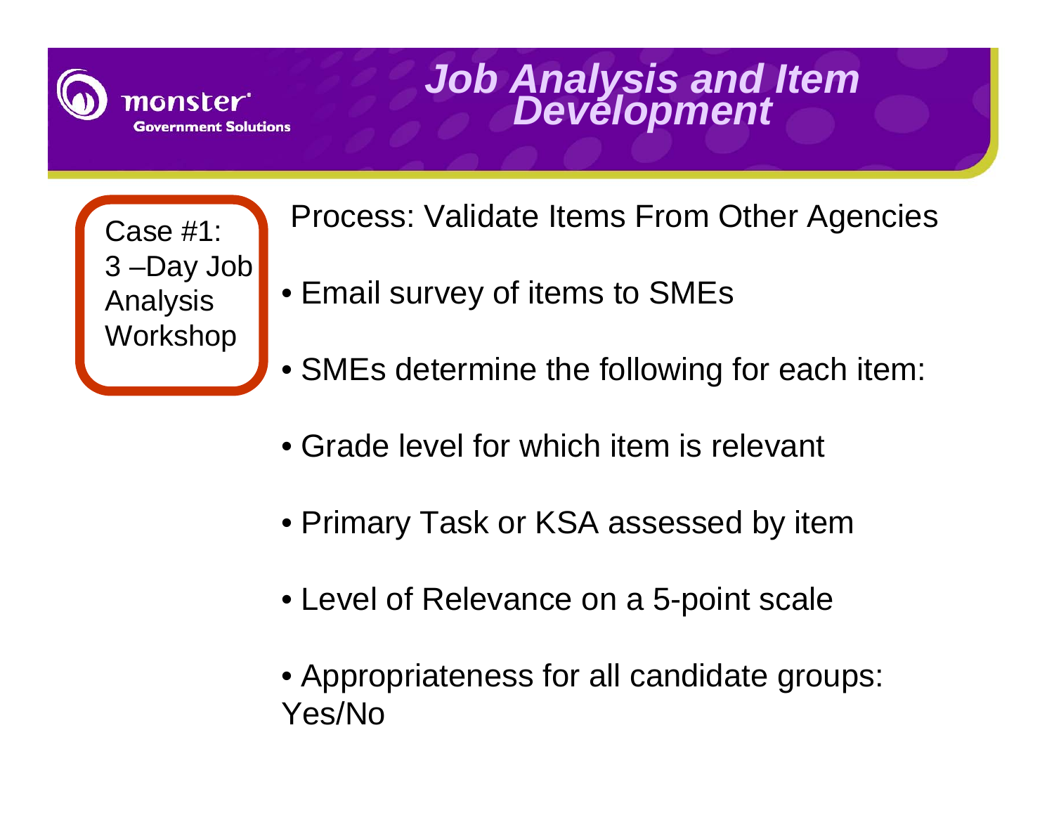# Job Analysis and Item Development

Case #1:
3 –Day Job Analysis Workshop

Process: Validate Items From Other Agencies

- Email survey of items to SMEs
- SMEs determine the following for each item:
- Grade level for which item is relevant
- Primary Task or KSA assessed by item
- Level of Relevance on a 5-point scale
- Appropriateness for all candidate groups: Yes/No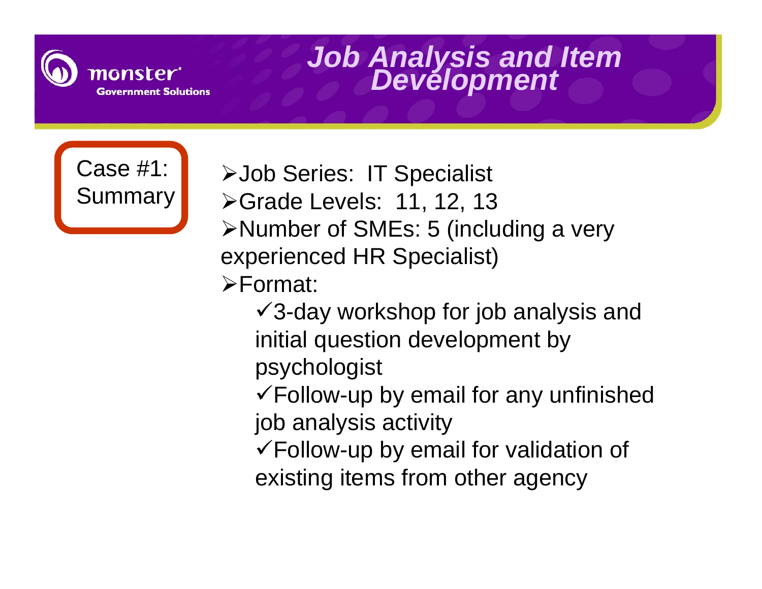# Job Analysis and Item Development

## Case #1: Summary

- Job Series: IT Specialist
- Grade Levels: 11, 12, 13
- Number of SMEs: 5 (including a very experienced HR Specialist)
- Format:
  - ✓ 3-day workshop for job analysis and initial question development by psychologist
  - ✓ Follow-up by email for any unfinished job analysis activity
  - ✓ Follow-up by email for validation of existing items from other agency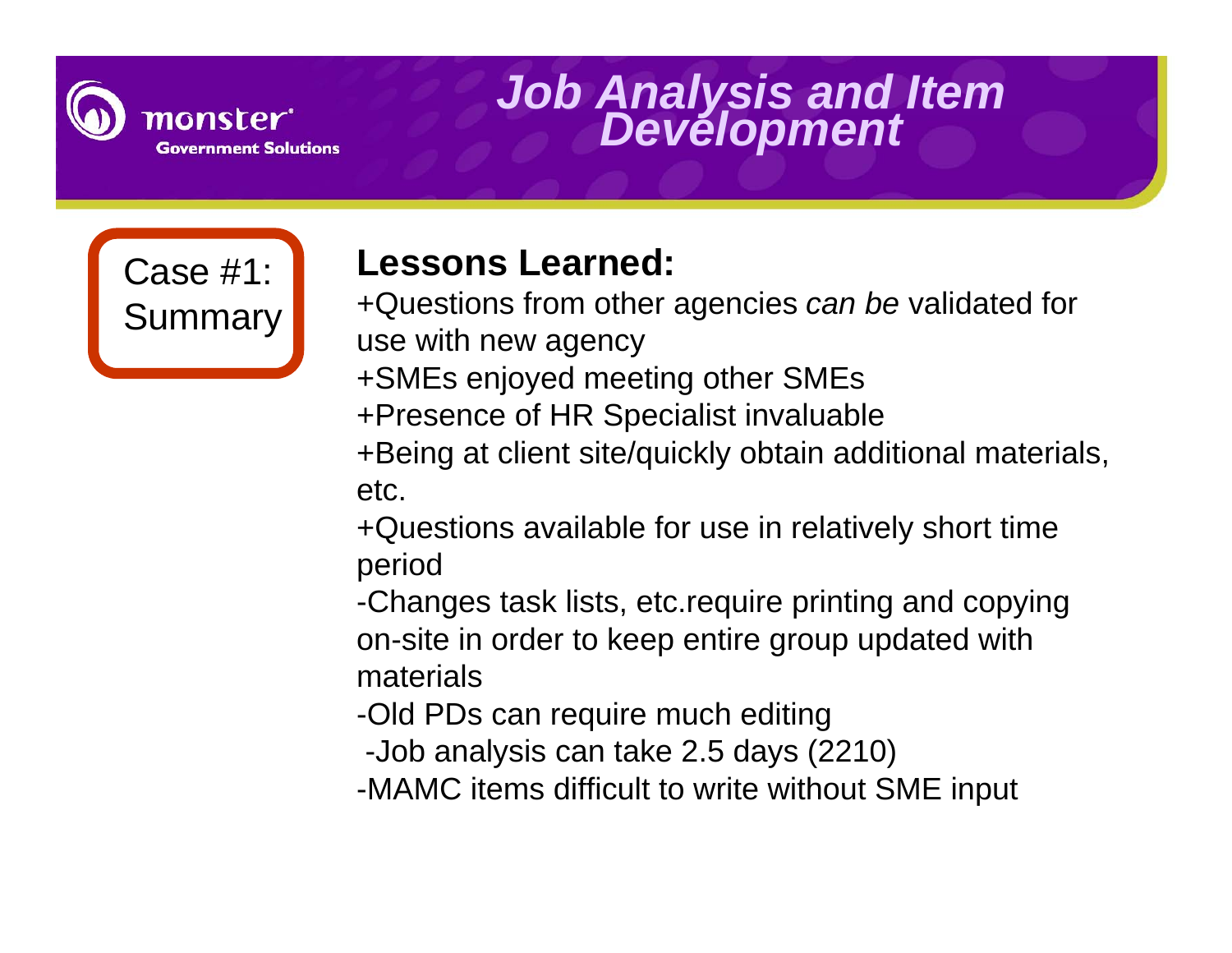# Job Analysis and Item Development

**Case #1: Summary**

## Lessons Learned:

+Questions from other agencies *can be* validated for use with new agency

+SMEs enjoyed meeting other SMEs

+Presence of HR Specialist invaluable

+Being at client site/quickly obtain additional materials, etc.

+Questions available for use in relatively short time period

-Changes task lists, etc.require printing and copying on-site in order to keep entire group updated with materials

-Old PDs can require much editing

-Job analysis can take 2.5 days (2210)

-MAMC items difficult to write without SME input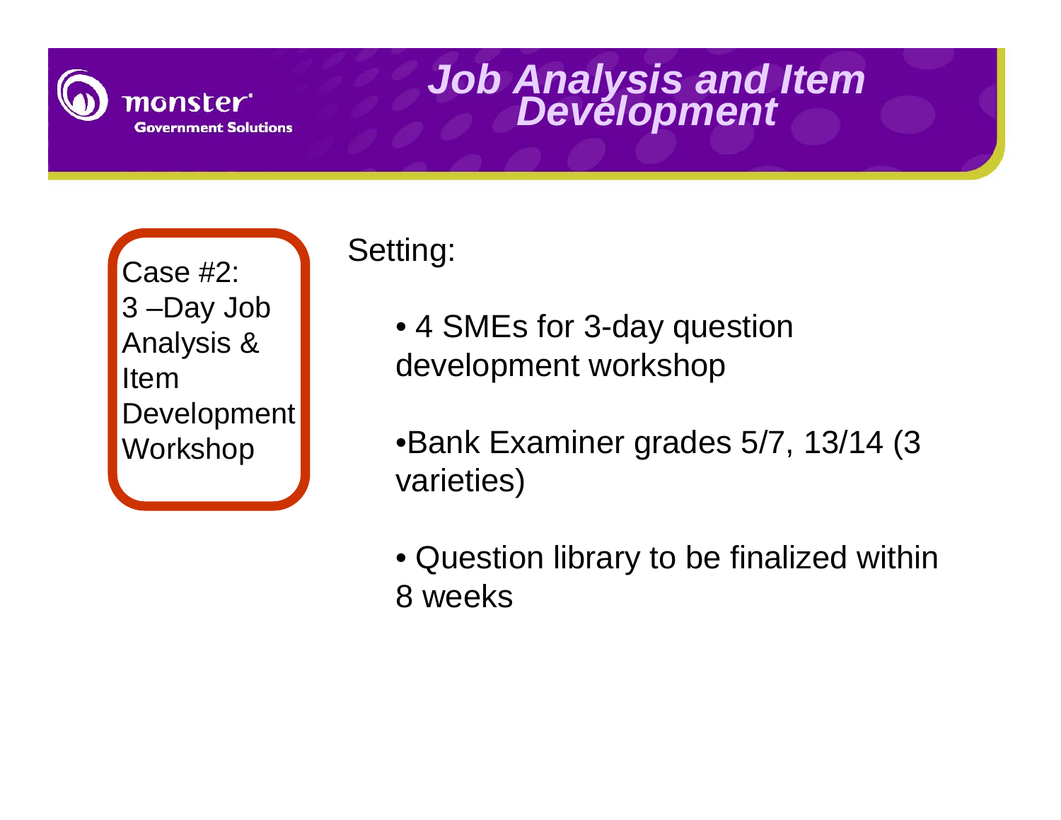# Job Analysis and Item Development

Case #2:
3 –Day Job Analysis & Item Development Workshop

Setting:

- 4 SMEs for 3-day question development workshop
- Bank Examiner grades 5/7, 13/14 (3 varieties)
- Question library to be finalized within 8 weeks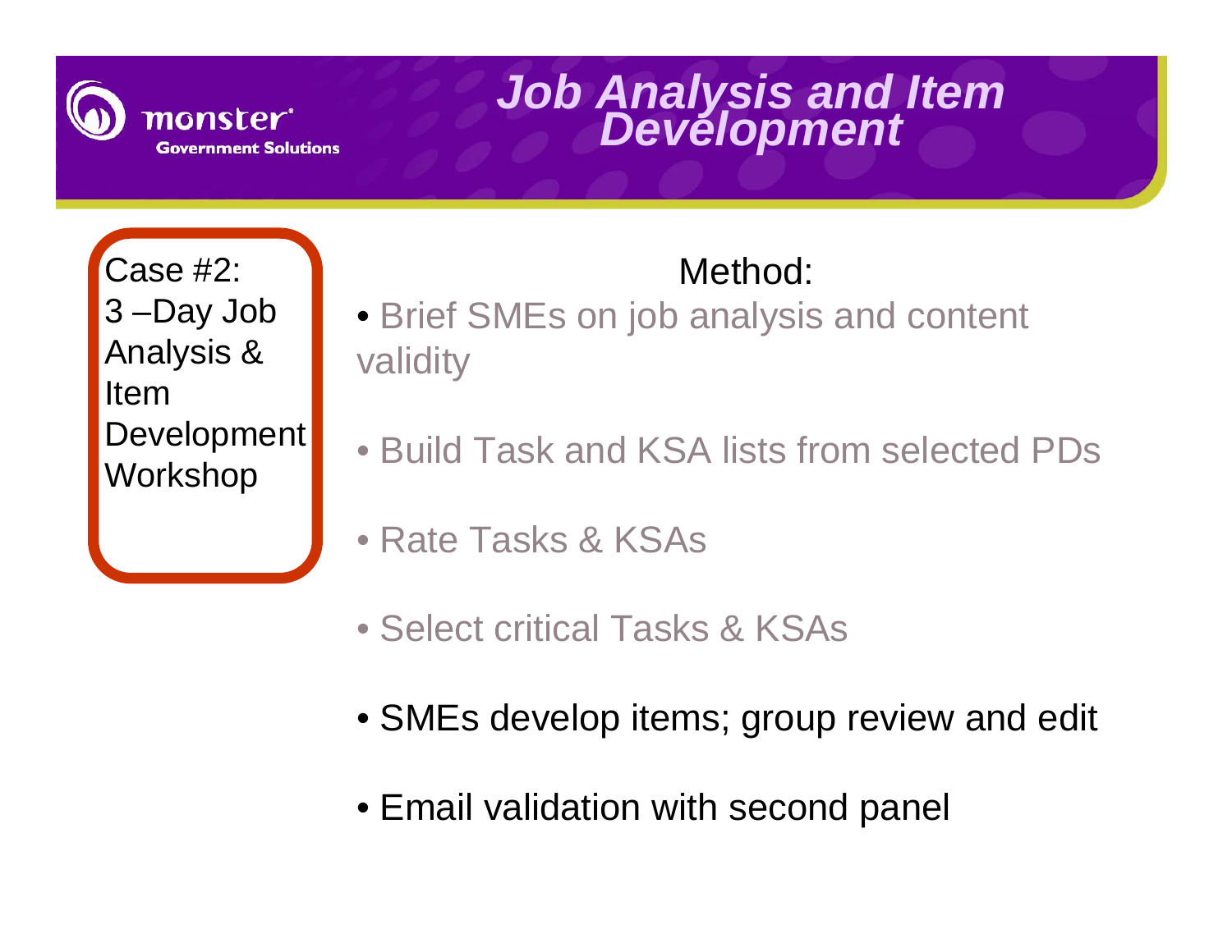# Job Analysis and Item Development

Case #2:
3 –Day Job Analysis & Item Development Workshop

Method:

- Brief SMEs on job analysis and content validity
- Build Task and KSA lists from selected PDs
- Rate Tasks & KSAs
- Select critical Tasks & KSAs
- SMEs develop items; group review and edit
- Email validation with second panel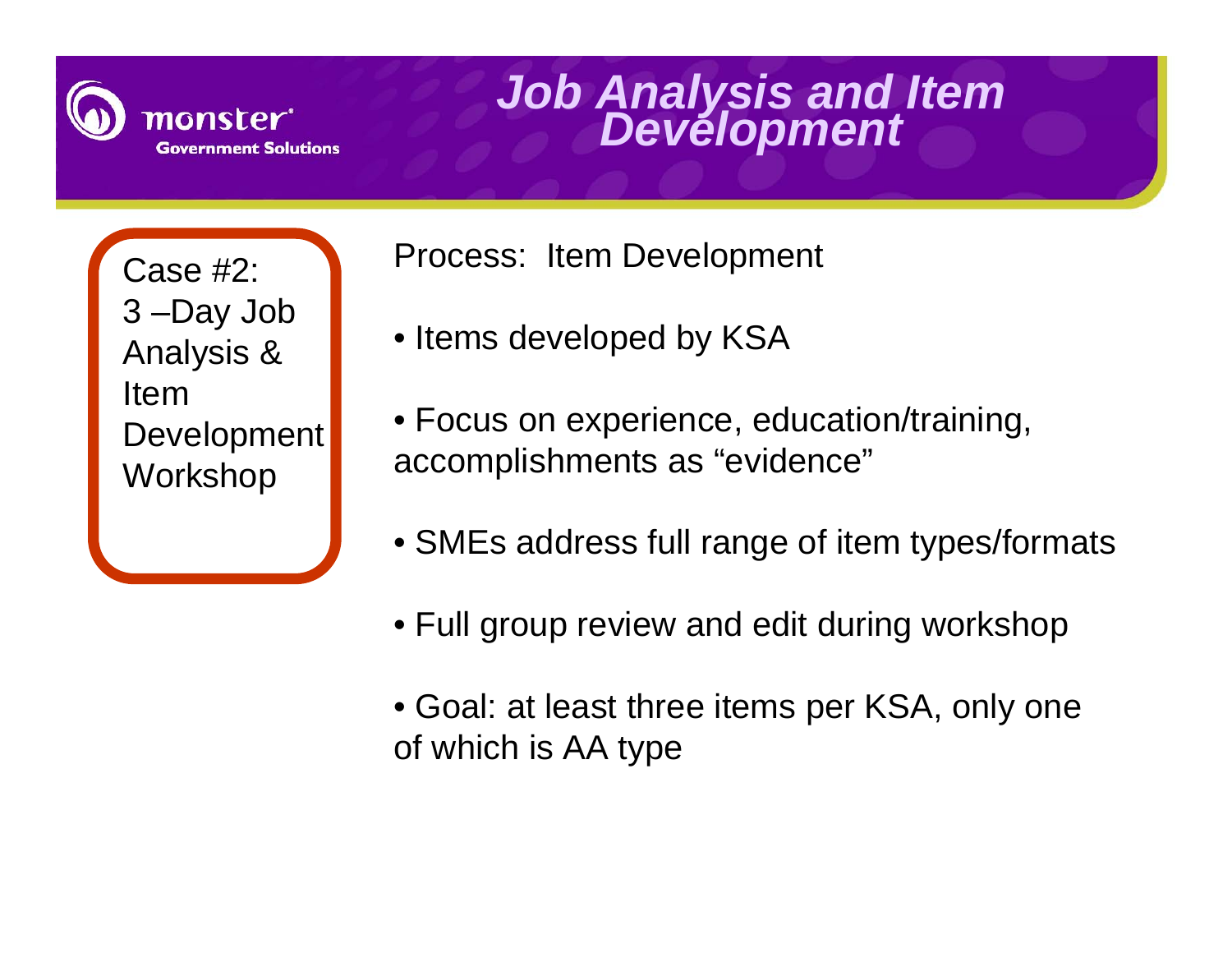# Job Analysis and Item Development

Case #2:
3 –Day Job Analysis & Item Development Workshop

Process: Item Development

- Items developed by KSA
- Focus on experience, education/training, accomplishments as "evidence"
- SMEs address full range of item types/formats
- Full group review and edit during workshop
- Goal: at least three items per KSA, only one of which is AA type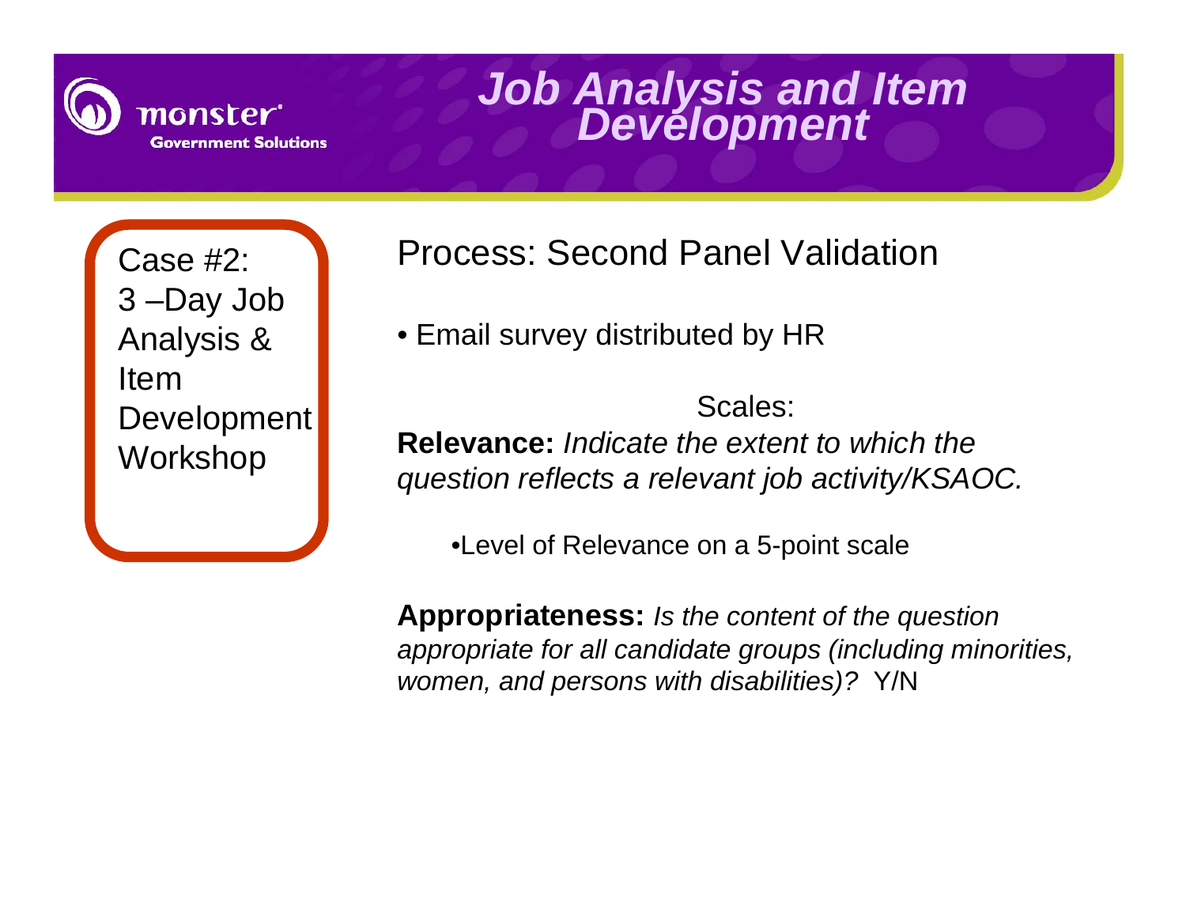# Job Analysis and Item Development

Case #2:
3 –Day Job Analysis & Item Development Workshop

## Process: Second Panel Validation

- Email survey distributed by HR

Scales:

**Relevance:** *Indicate the extent to which the question reflects a relevant job activity/KSAOC.*

- Level of Relevance on a 5-point scale

**Appropriateness:** *Is the content of the question appropriate for all candidate groups (including minorities, women, and persons with disabilities)?* Y/N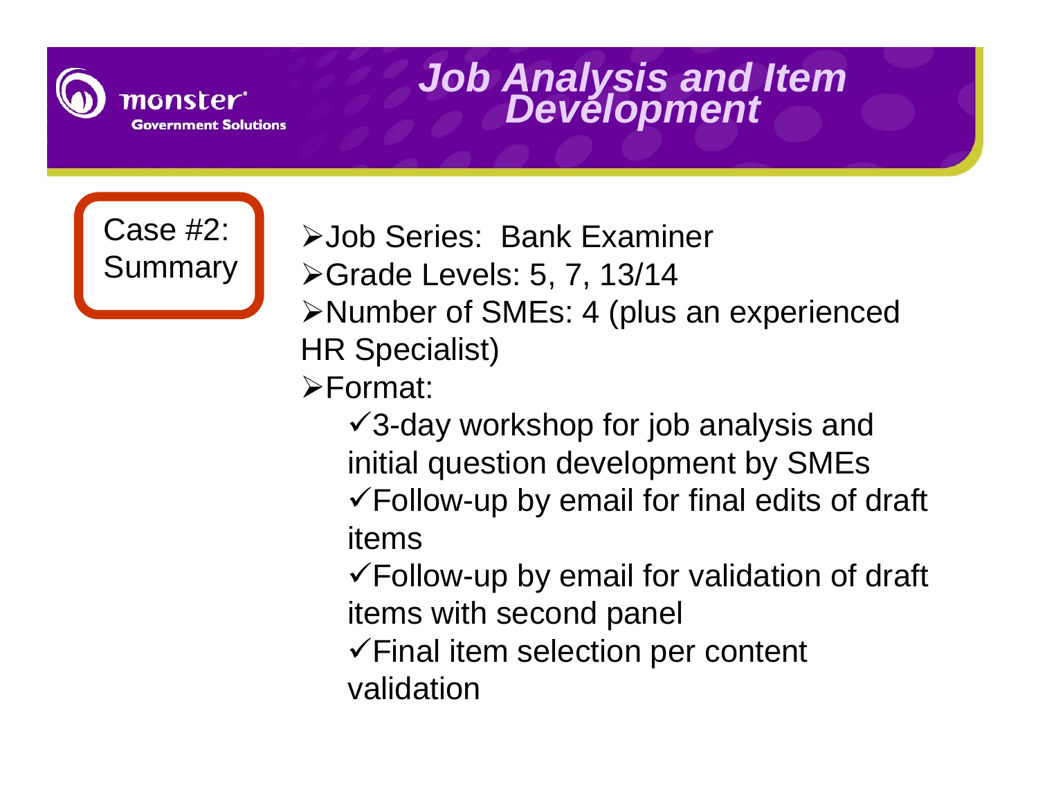# Job Analysis and Item Development

## Case #2: Summary

- Job Series: Bank Examiner
- Grade Levels: 5, 7, 13/14
- Number of SMEs: 4 (plus an experienced HR Specialist)
- Format:
  - ✓ 3-day workshop for job analysis and initial question development by SMEs
  - ✓ Follow-up by email for final edits of draft items
  - ✓ Follow-up by email for validation of draft items with second panel
  - ✓ Final item selection per content validation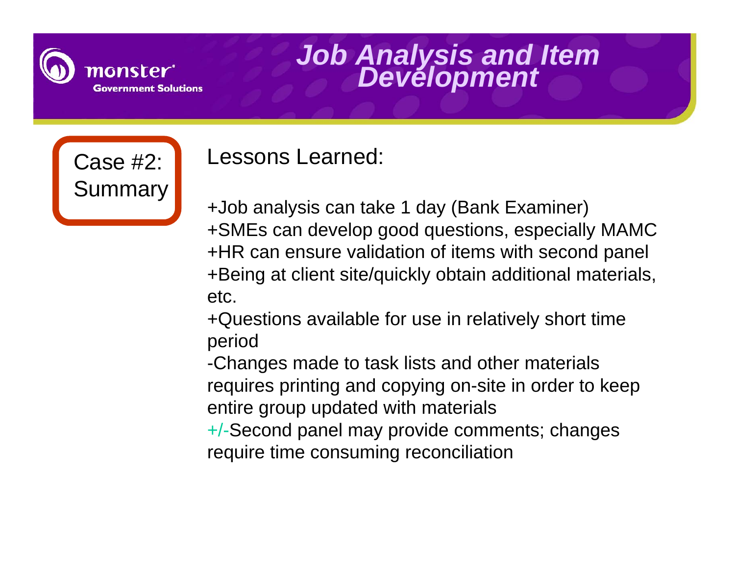# Job Analysis and Item Development

## Case #2: Summary

Lessons Learned:

+Job analysis can take 1 day (Bank Examiner)
+SMEs can develop good questions, especially MAMC
+HR can ensure validation of items with second panel
+Being at client site/quickly obtain additional materials, etc.
+Questions available for use in relatively short time period
-Changes made to task lists and other materials requires printing and copying on-site in order to keep entire group updated with materials
+/-Second panel may provide comments; changes require time consuming reconciliation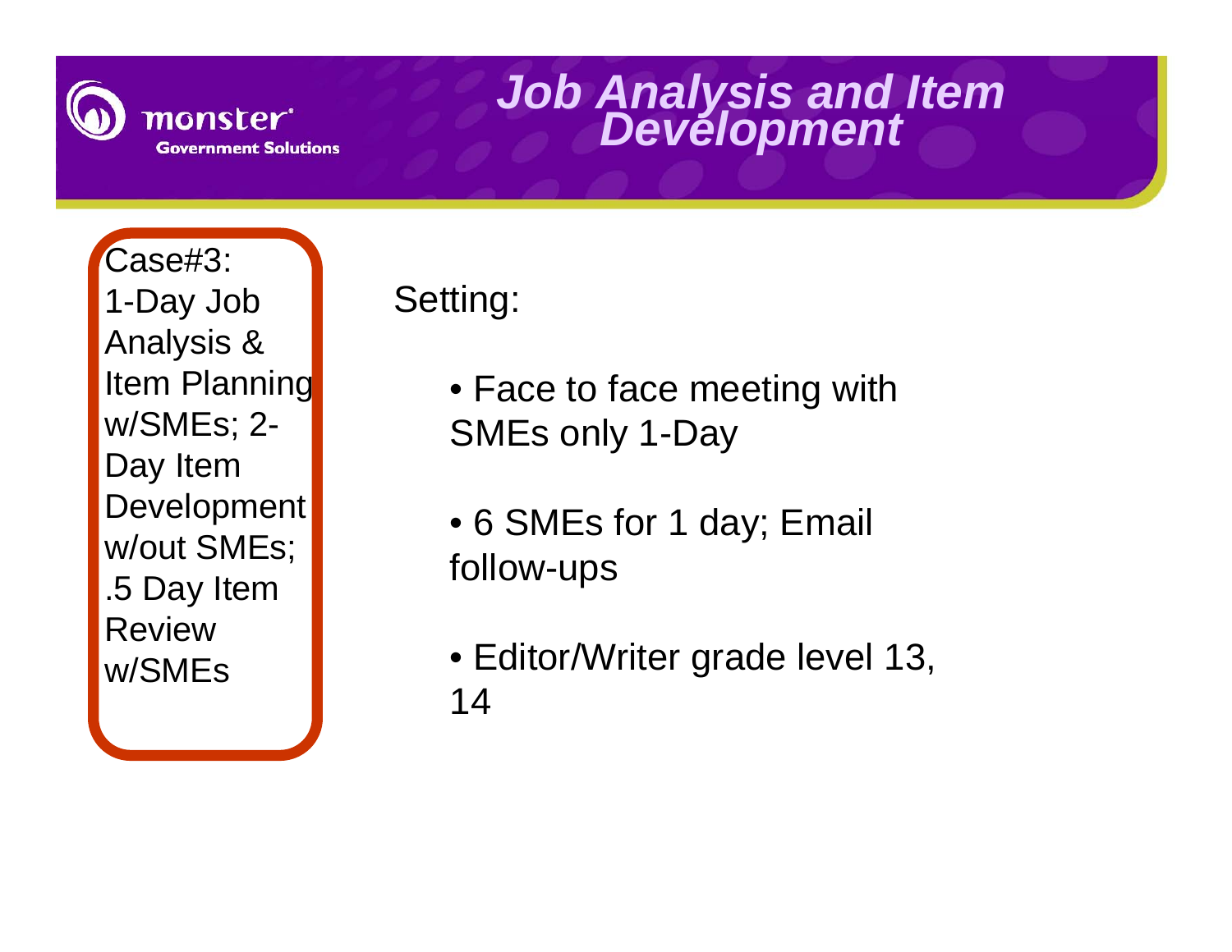# Job Analysis and Item Development

Case#3: 1-Day Job Analysis & Item Planning w/SMEs; 2-Day Item Development w/out SMEs; .5 Day Item Review w/SMEs

Setting:

- Face to face meeting with SMEs only 1-Day
- 6 SMEs for 1 day; Email follow-ups
- Editor/Writer grade level 13, 14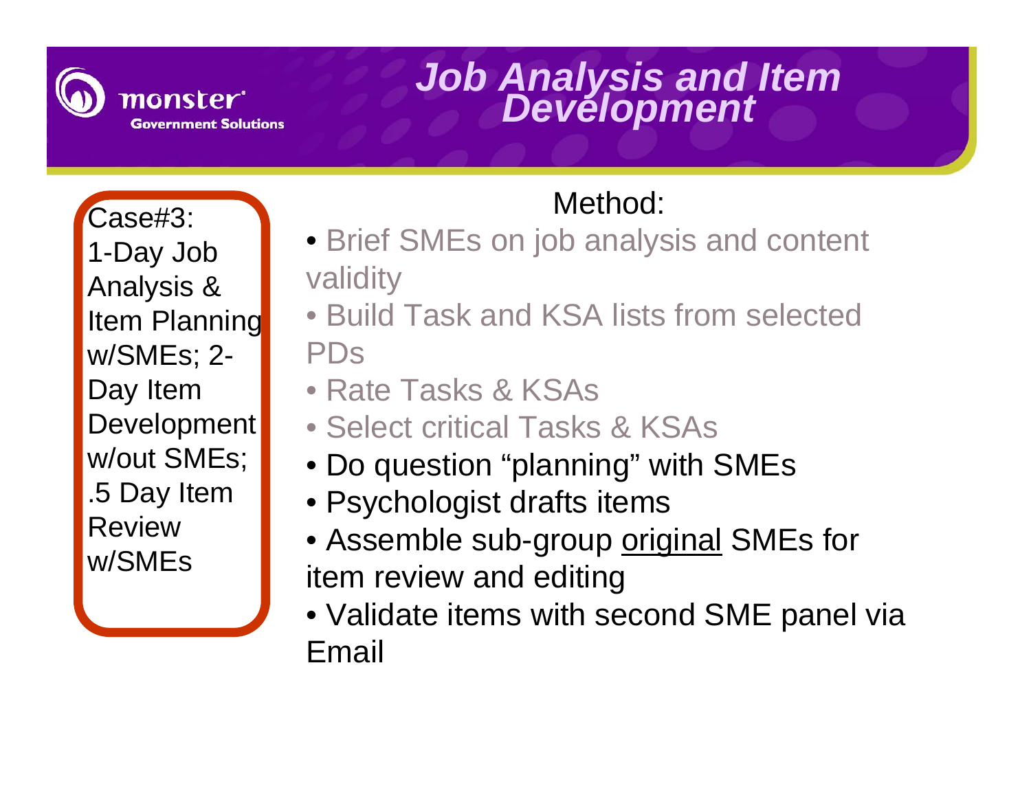# Job Analysis and Item Development

Case#3: 1-Day Job Analysis & Item Planning w/SMEs; 2-Day Item Development w/out SMEs; .5 Day Item Review w/SMEs

Method:

- Brief SMEs on job analysis and content validity
- Build Task and KSA lists from selected PDs
- Rate Tasks & KSAs
- Select critical Tasks & KSAs
- Do question "planning" with SMEs
- Psychologist drafts items
- Assemble sub-group <u>original</u> SMEs for item review and editing
- Validate items with second SME panel via Email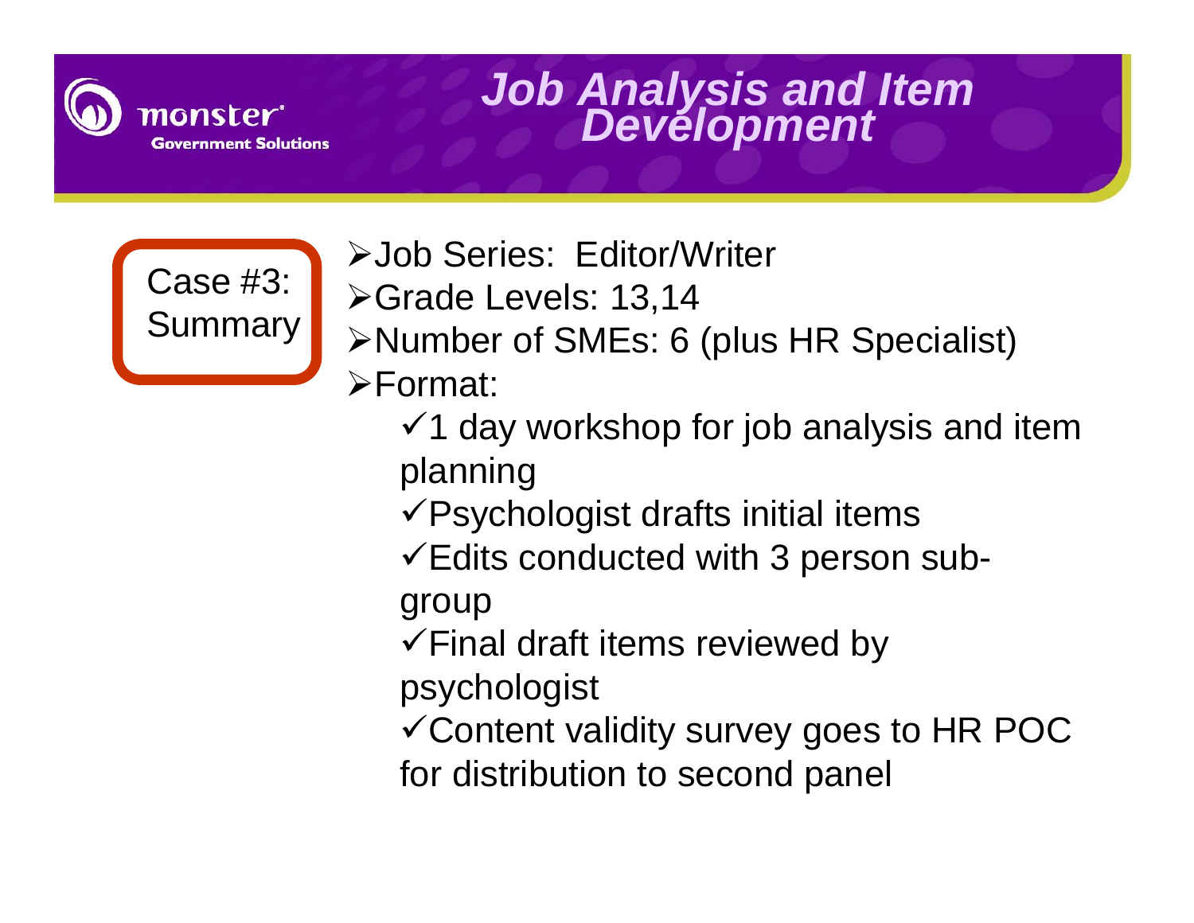# Job Analysis and Item Development

**Case #3: Summary**

- Job Series: Editor/Writer
- Grade Levels: 13,14
- Number of SMEs: 6 (plus HR Specialist)
- Format:
  - ✓ 1 day workshop for job analysis and item planning
  - ✓ Psychologist drafts initial items
  - ✓ Edits conducted with 3 person sub-group
  - ✓ Final draft items reviewed by psychologist
  - ✓ Content validity survey goes to HR POC for distribution to second panel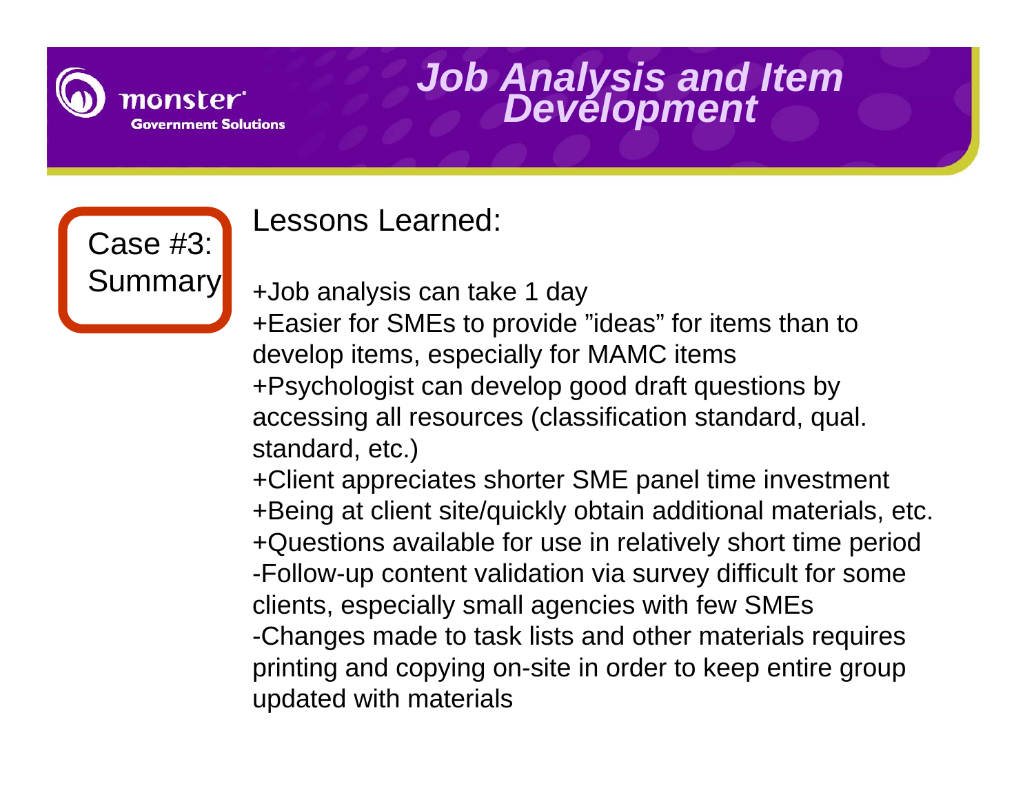# Job Analysis and Item Development

**Case #3: Summary**

## Lessons Learned:

+Job analysis can take 1 day
+Easier for SMEs to provide "ideas" for items than to develop items, especially for MAMC items
+Psychologist can develop good draft questions by accessing all resources (classification standard, qual. standard, etc.)
+Client appreciates shorter SME panel time investment
+Being at client site/quickly obtain additional materials, etc.
+Questions available for use in relatively short time period
-Follow-up content validation via survey difficult for some clients, especially small agencies with few SMEs
-Changes made to task lists and other materials requires printing and copying on-site in order to keep entire group updated with materials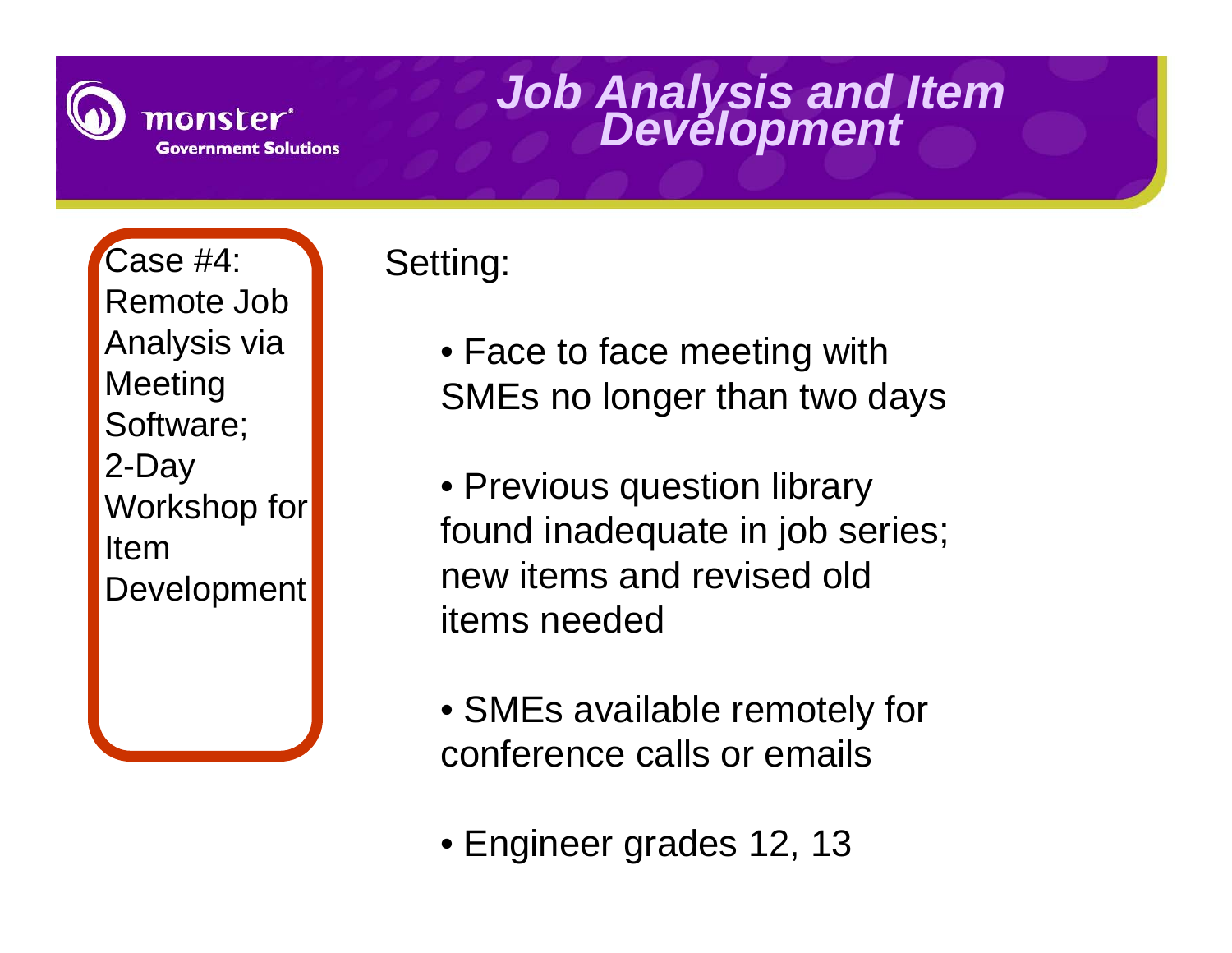# Job Analysis and Item Development

Case #4: Remote Job Analysis via Meeting Software; 2-Day Workshop for Item Development

Setting:

- Face to face meeting with SMEs no longer than two days
- Previous question library found inadequate in job series; new items and revised old items needed
- SMEs available remotely for conference calls or emails
- Engineer grades 12, 13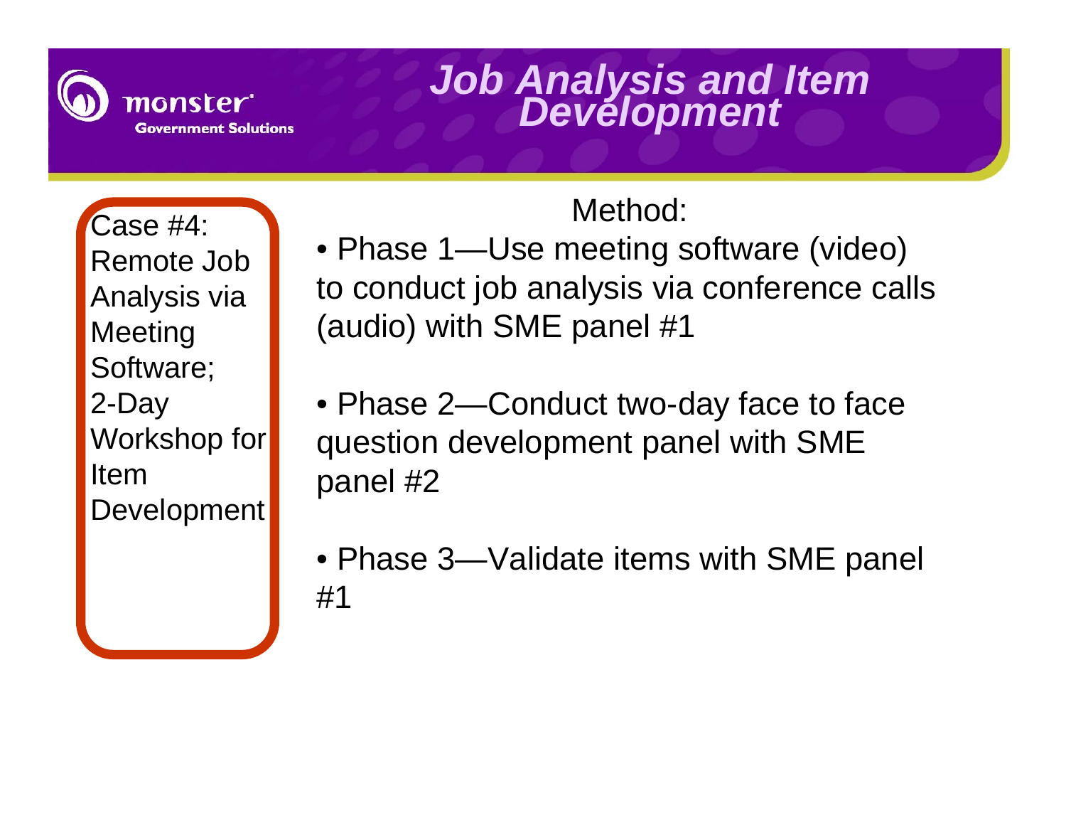# Job Analysis and Item Development

Case #4: Remote Job Analysis via Meeting Software; 2-Day Workshop for Item Development

Method:

- Phase 1—Use meeting software (video) to conduct job analysis via conference calls (audio) with SME panel #1
- Phase 2—Conduct two-day face to face question development panel with SME panel #2
- Phase 3—Validate items with SME panel #1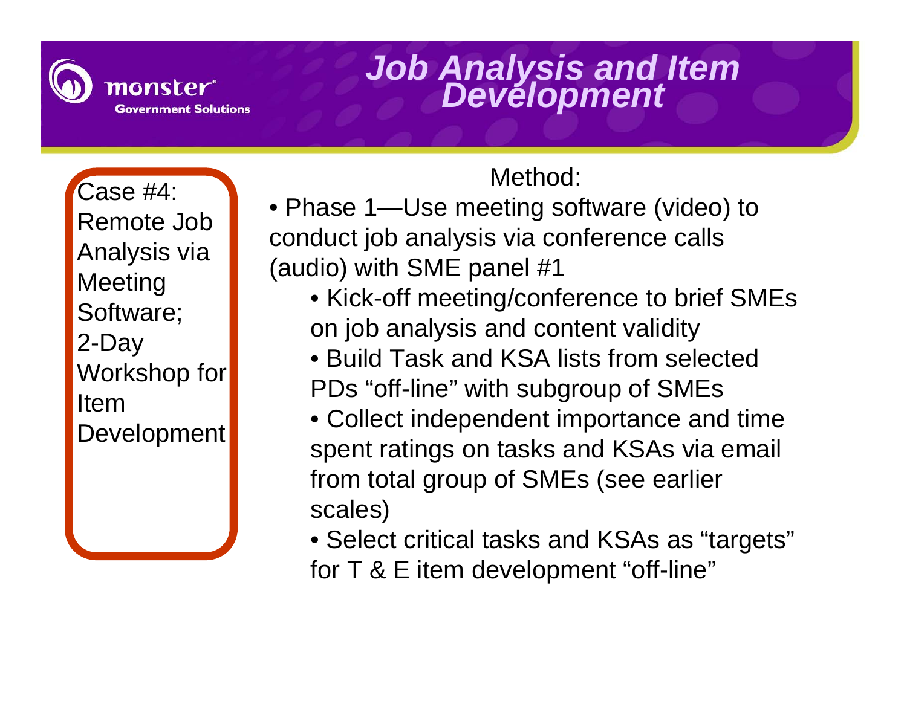# Job Analysis and Item Development

**Case #4: Remote Job Analysis via Meeting Software; 2-Day Workshop for Item Development**

Method:

- Phase 1—Use meeting software (video) to conduct job analysis via conference calls (audio) with SME panel #1
  - Kick-off meeting/conference to brief SMEs on job analysis and content validity
  - Build Task and KSA lists from selected PDs "off-line" with subgroup of SMEs
  - Collect independent importance and time spent ratings on tasks and KSAs via email from total group of SMEs (see earlier scales)
  - Select critical tasks and KSAs as "targets" for T & E item development "off-line"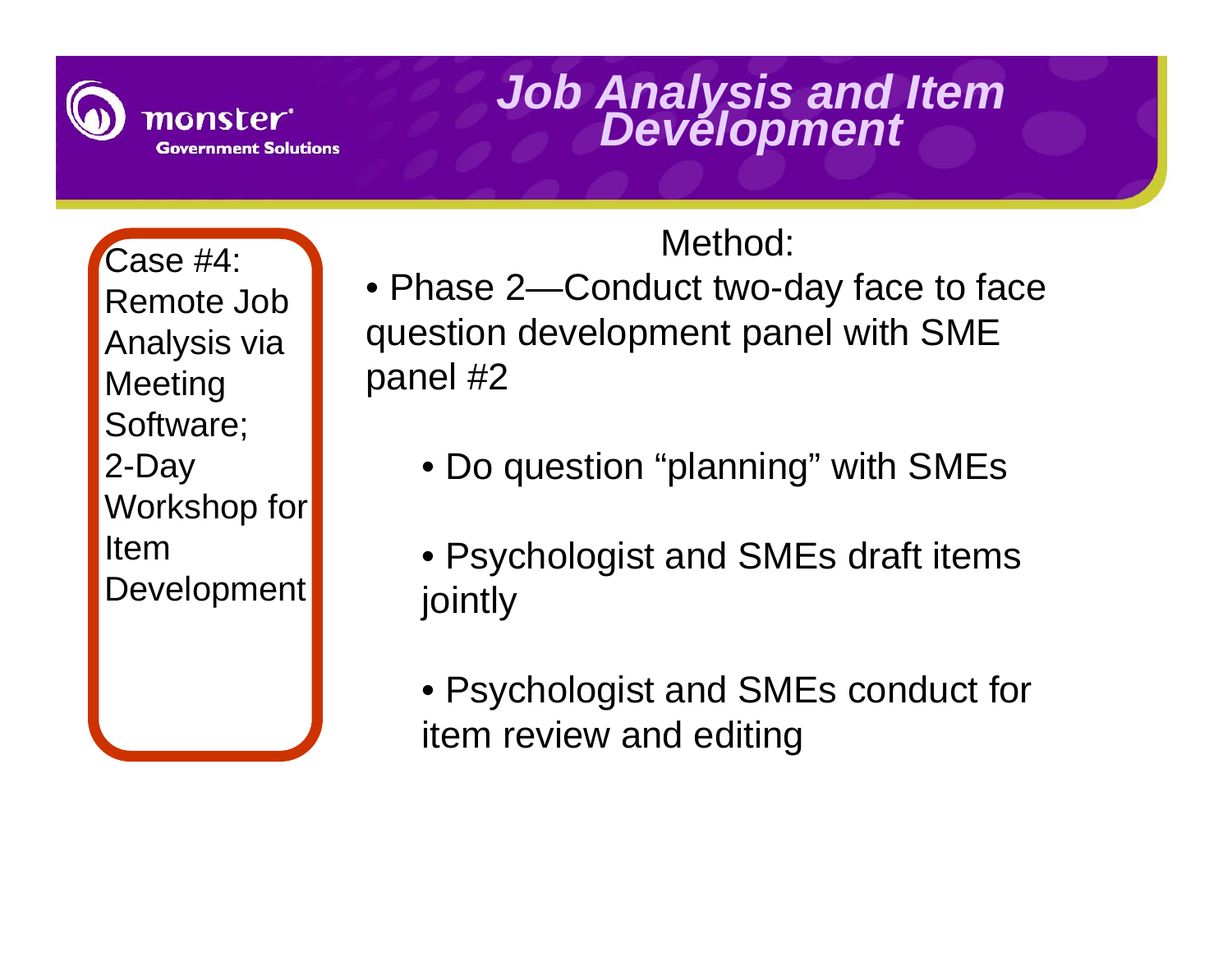# Job Analysis and Item Development

monster Government Solutions

Case #4: Remote Job Analysis via Meeting Software; 2-Day Workshop for Item Development

Method:

- Phase 2—Conduct two-day face to face question development panel with SME panel #2
  - Do question "planning" with SMEs
  - Psychologist and SMEs draft items jointly
  - Psychologist and SMEs conduct for item review and editing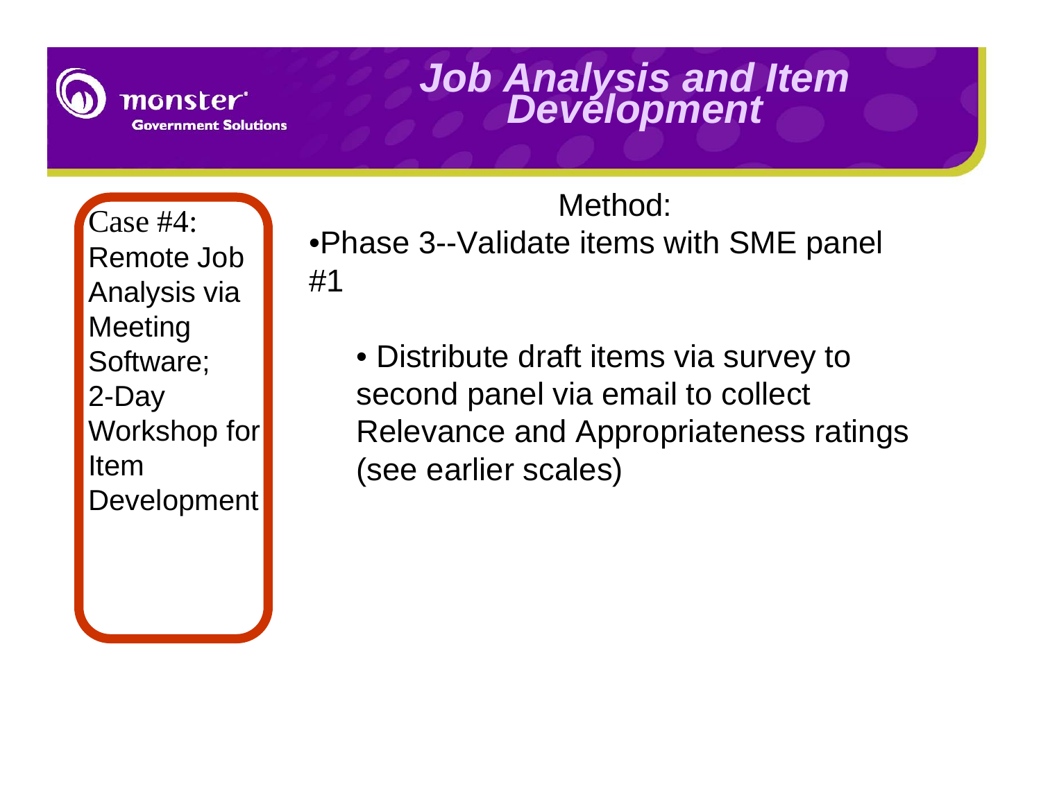# Job Analysis and Item Development

Case #4: Remote Job Analysis via Meeting Software; 2-Day Workshop for Item Development

Method:

- Phase 3--Validate items with SME panel #1
  - Distribute draft items via survey to second panel via email to collect Relevance and Appropriateness ratings (see earlier scales)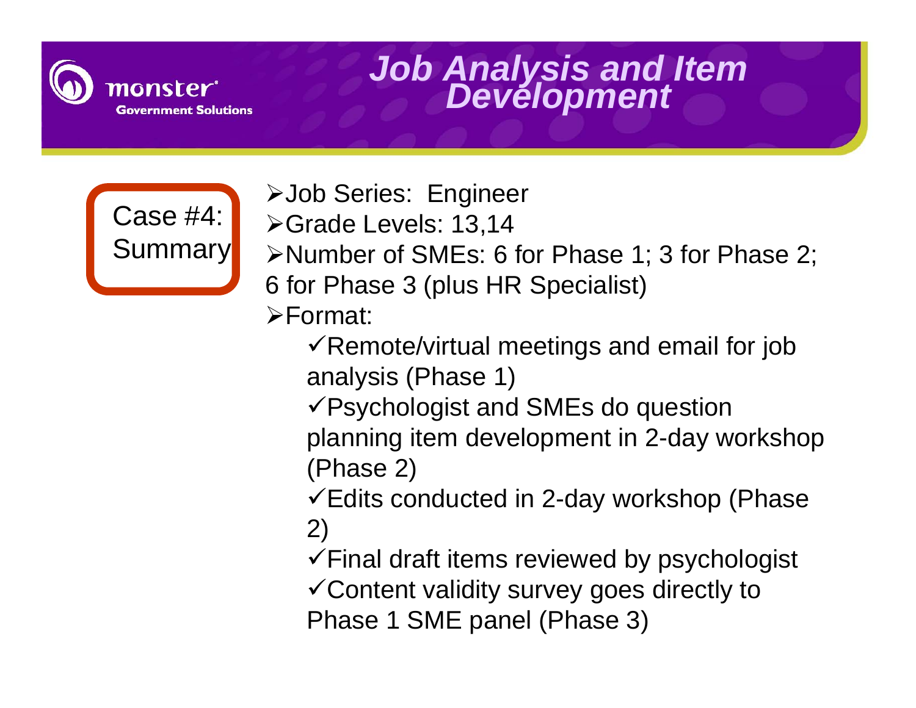# Job Analysis and Item Development

**Case #4: Summary**

- Job Series: Engineer
- Grade Levels: 13,14
- Number of SMEs: 6 for Phase 1; 3 for Phase 2; 6 for Phase 3 (plus HR Specialist)
- Format:
  - ✓Remote/virtual meetings and email for job analysis (Phase 1)
  - ✓Psychologist and SMEs do question planning item development in 2-day workshop (Phase 2)
  - ✓Edits conducted in 2-day workshop (Phase 2)
  - ✓Final draft items reviewed by psychologist
  - ✓Content validity survey goes directly to Phase 1 SME panel (Phase 3)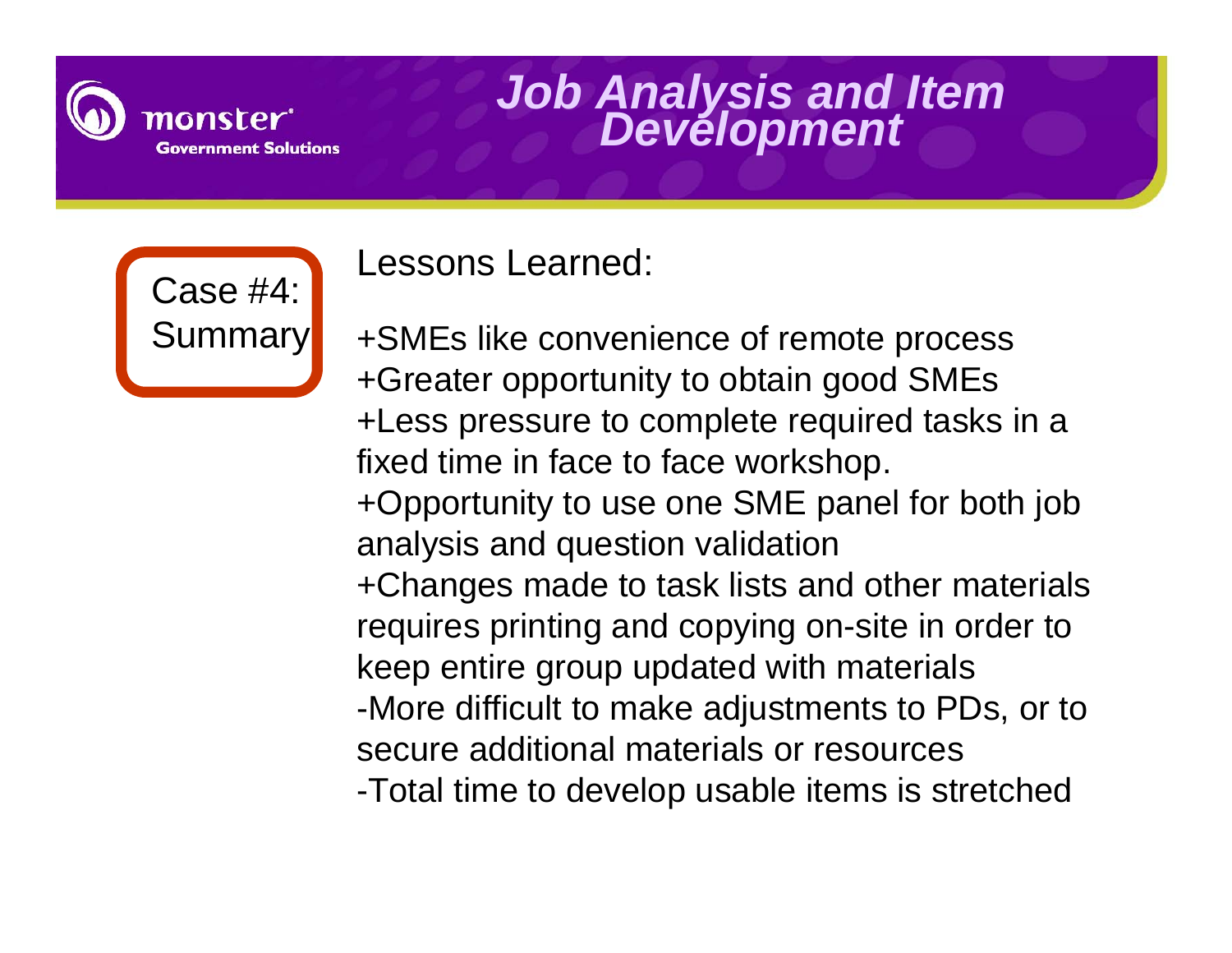# Job Analysis and Item Development

## Case #4: Summary

Lessons Learned:

+SMEs like convenience of remote process
+Greater opportunity to obtain good SMEs
+Less pressure to complete required tasks in a fixed time in face to face workshop.
+Opportunity to use one SME panel for both job analysis and question validation
+Changes made to task lists and other materials requires printing and copying on-site in order to keep entire group updated with materials
-More difficult to make adjustments to PDs, or to secure additional materials or resources
-Total time to develop usable items is stretched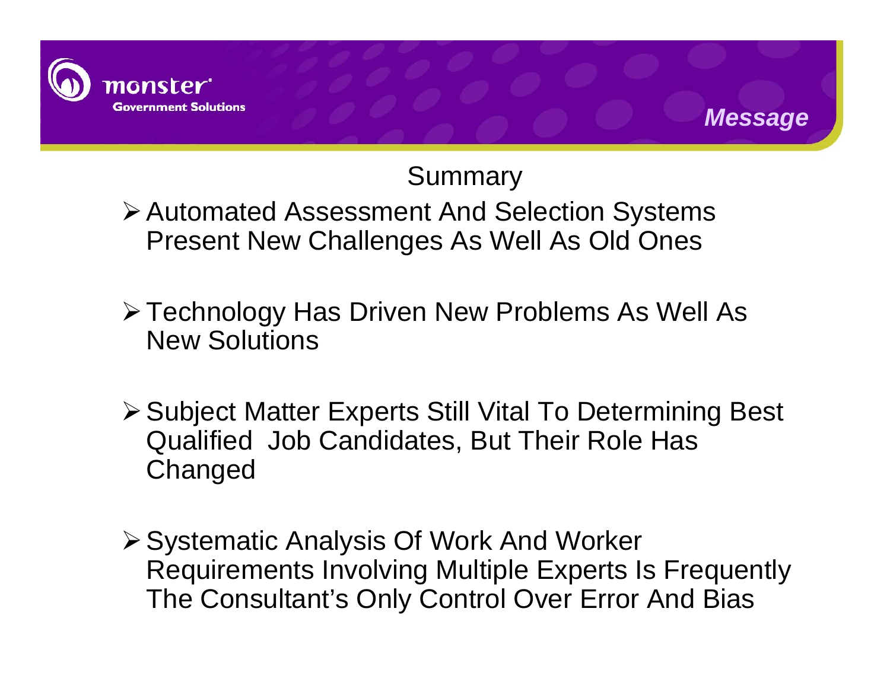## Summary

- Automated Assessment And Selection Systems Present New Challenges As Well As Old Ones
- Technology Has Driven New Problems As Well As New Solutions
- Subject Matter Experts Still Vital To Determining Best Qualified Job Candidates, But Their Role Has Changed
- Systematic Analysis Of Work And Worker Requirements Involving Multiple Experts Is Frequently The Consultant's Only Control Over Error And Bias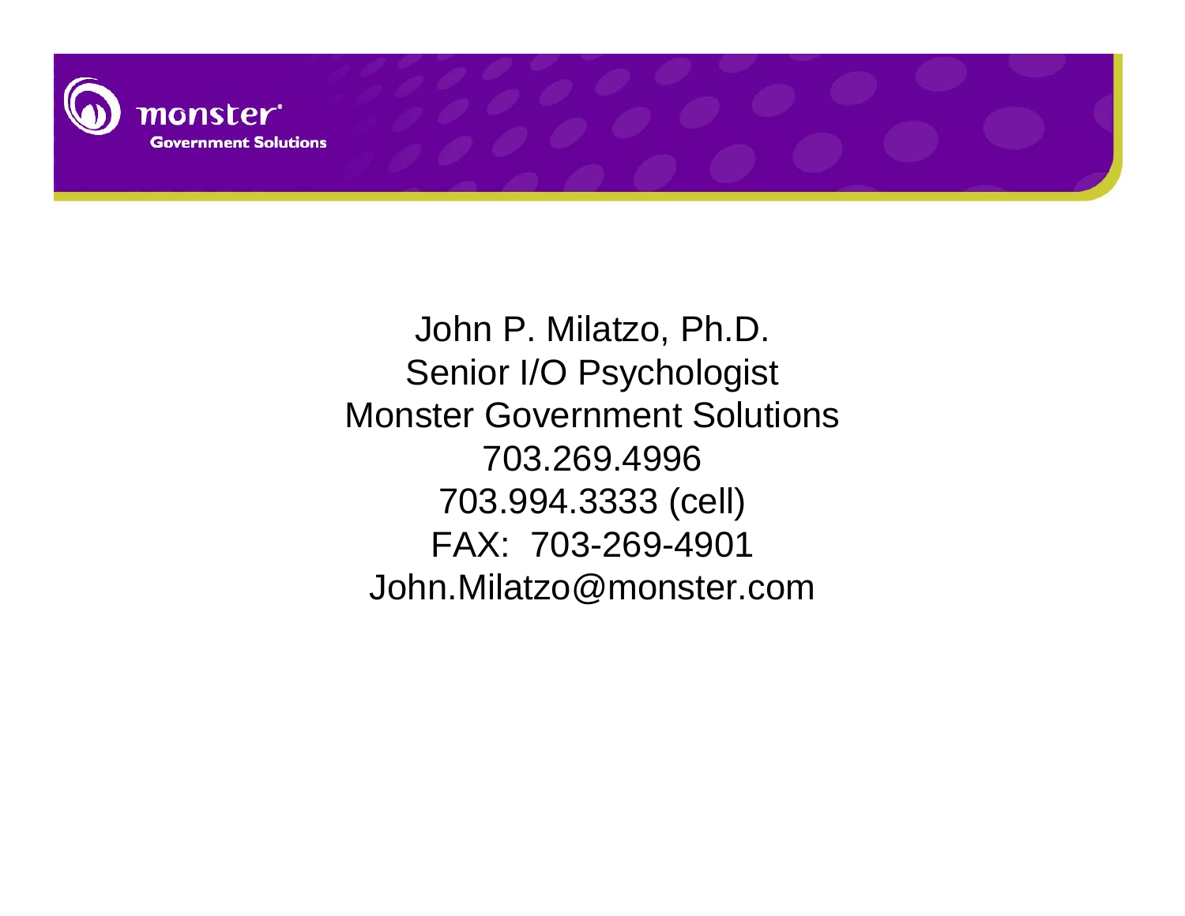monster Government Solutions

John P. Milatzo, Ph.D.
Senior I/O Psychologist
Monster Government Solutions
703.269.4996
703.994.3333 (cell)
FAX: 703-269-4901
John.Milatzo@monster.com